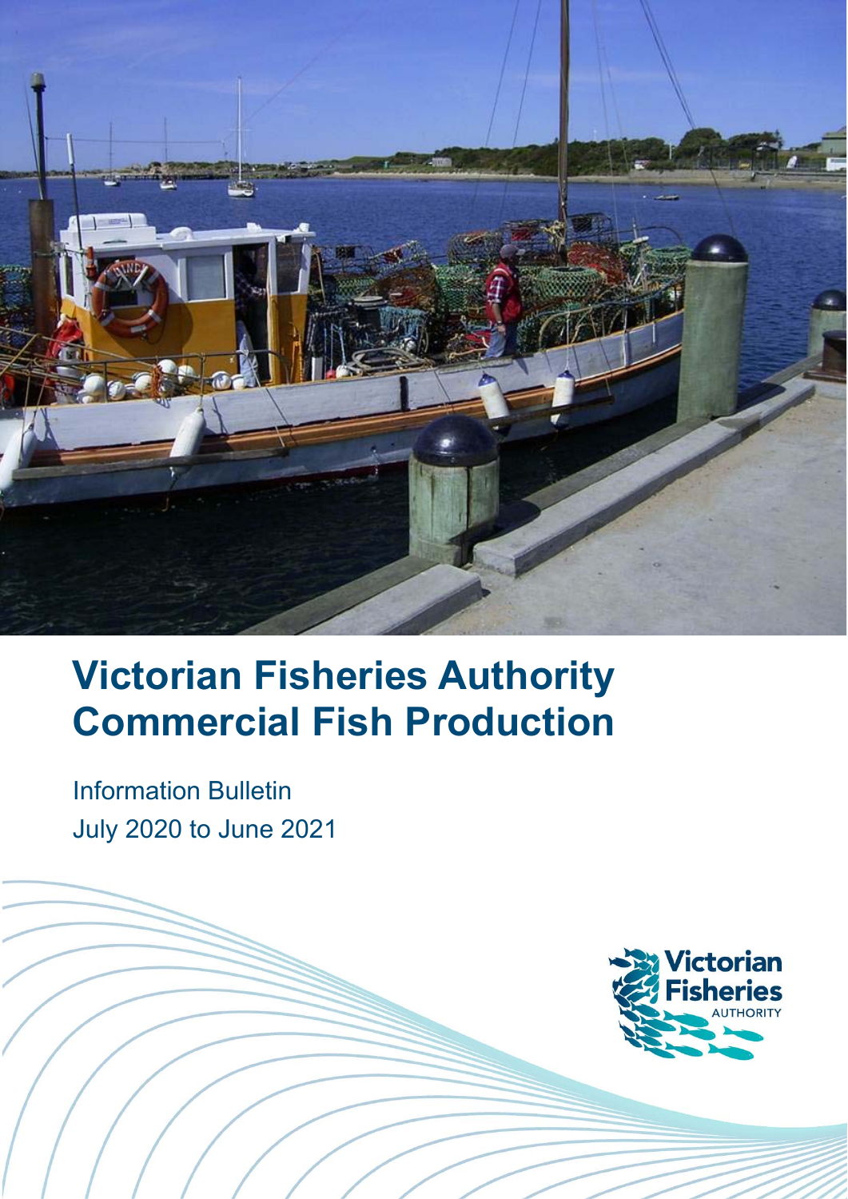# Victorian Fisheries Authority Commercial Fish Production

Information Bulletin

July 2020 to June 2021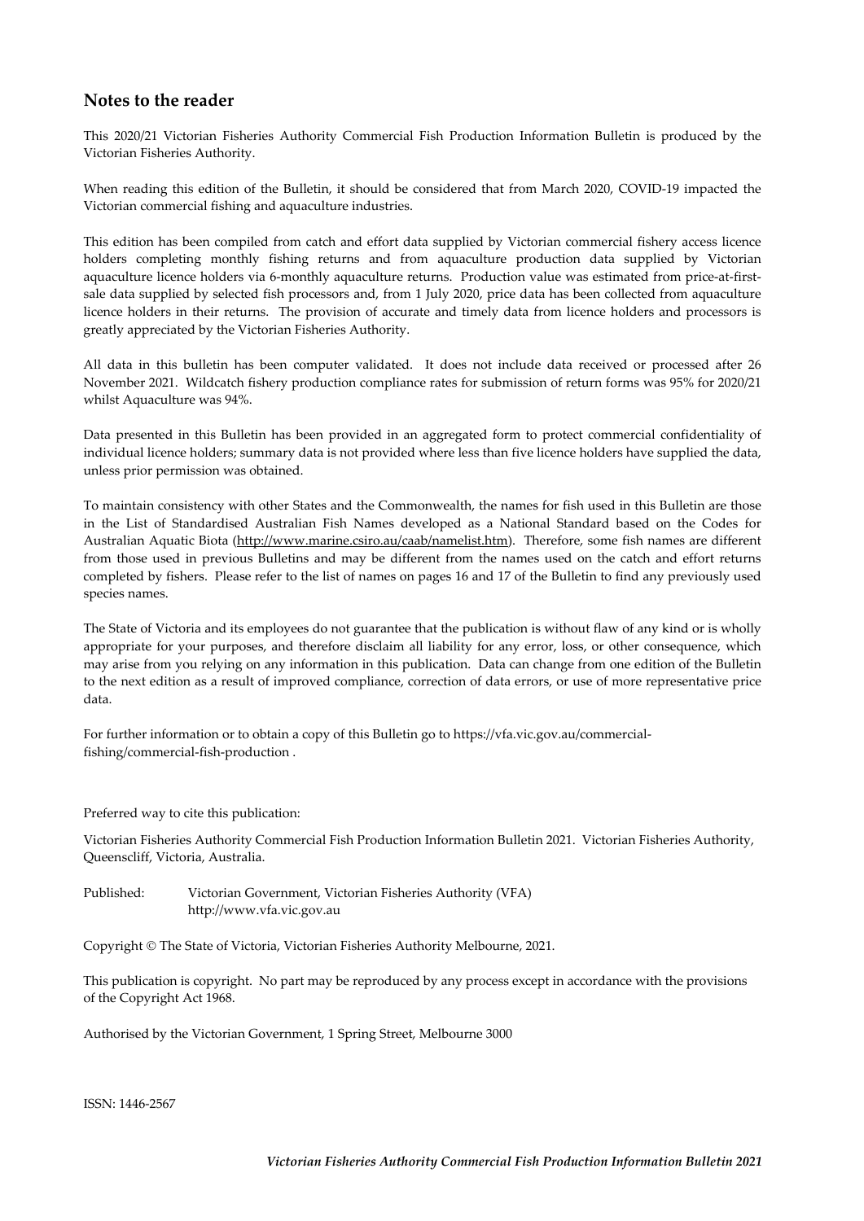## Notes to the reader

This 2020/21 Victorian Fisheries Authority Commercial Fish Production Information Bulletin is produced by the Victorian Fisheries Authority.

When reading this edition of the Bulletin, it should be considered that from March 2020, COVID-19 impacted the Victorian commercial fishing and aquaculture industries.

This edition has been compiled from catch and effort data supplied by Victorian commercial fishery access licence holders completing monthly fishing returns and from aquaculture production data supplied by Victorian aquaculture licence holders via 6-monthly aquaculture returns. Production value was estimated from price-at-first-sale data supplied by selected fish processors and, from 1 July 2020, price data has been collected from aquaculture licence holders in their returns. The provision of accurate and timely data from licence holders and processors is greatly appreciated by the Victorian Fisheries Authority.

All data in this bulletin has been computer validated. It does not include data received or processed after 26 November 2021. Wildcatch fishery production compliance rates for submission of return forms was 95% for 2020/21 whilst Aquaculture was 94%.

Data presented in this Bulletin has been provided in an aggregated form to protect commercial confidentiality of individual licence holders; summary data is not provided where less than five licence holders have supplied the data, unless prior permission was obtained.

To maintain consistency with other States and the Commonwealth, the names for fish used in this Bulletin are those in the List of Standardised Australian Fish Names developed as a National Standard based on the Codes for Australian Aquatic Biota (http://www.marine.csiro.au/caab/namelist.htm). Therefore, some fish names are different from those used in previous Bulletins and may be different from the names used on the catch and effort returns completed by fishers. Please refer to the list of names on pages 16 and 17 of the Bulletin to find any previously used species names.

The State of Victoria and its employees do not guarantee that the publication is without flaw of any kind or is wholly appropriate for your purposes, and therefore disclaim all liability for any error, loss, or other consequence, which may arise from you relying on any information in this publication. Data can change from one edition of the Bulletin to the next edition as a result of improved compliance, correction of data errors, or use of more representative price data.

For further information or to obtain a copy of this Bulletin go to https://vfa.vic.gov.au/commercial-fishing/commercial-fish-production .

Preferred way to cite this publication:

Victorian Fisheries Authority Commercial Fish Production Information Bulletin 2021. Victorian Fisheries Authority, Queenscliff, Victoria, Australia.

Published: Victorian Government, Victorian Fisheries Authority (VFA)
http://www.vfa.vic.gov.au

Copyright © The State of Victoria, Victorian Fisheries Authority Melbourne, 2021.

This publication is copyright. No part may be reproduced by any process except in accordance with the provisions of the Copyright Act 1968.

Authorised by the Victorian Government, 1 Spring Street, Melbourne 3000

ISSN: 1446-2567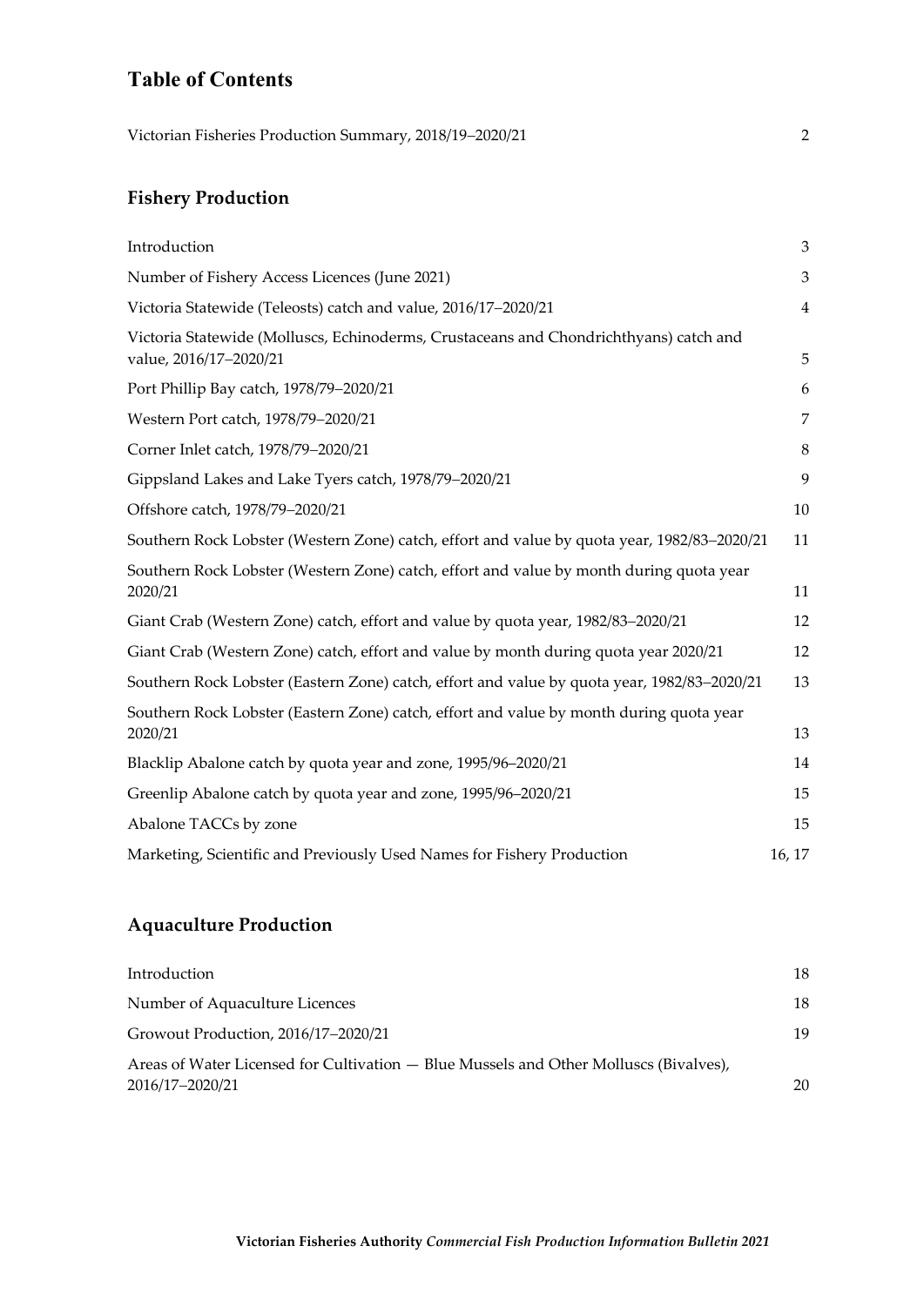# Table of Contents

| | |
|---|---|
| Victorian Fisheries Production Summary, 2018/19–2020/21 | 2 |

## Fishery Production

| | |
|---|---|
| Introduction | 3 |
| Number of Fishery Access Licences (June 2021) | 3 |
| Victoria Statewide (Teleosts) catch and value, 2016/17–2020/21 | 4 |
| Victoria Statewide (Molluscs, Echinoderms, Crustaceans and Chondrichthyans) catch and value, 2016/17–2020/21 | 5 |
| Port Phillip Bay catch, 1978/79–2020/21 | 6 |
| Western Port catch, 1978/79–2020/21 | 7 |
| Corner Inlet catch, 1978/79–2020/21 | 8 |
| Gippsland Lakes and Lake Tyers catch, 1978/79–2020/21 | 9 |
| Offshore catch, 1978/79–2020/21 | 10 |
| Southern Rock Lobster (Western Zone) catch, effort and value by quota year, 1982/83–2020/21 | 11 |
| Southern Rock Lobster (Western Zone) catch, effort and value by month during quota year 2020/21 | 11 |
| Giant Crab (Western Zone) catch, effort and value by quota year, 1982/83–2020/21 | 12 |
| Giant Crab (Western Zone) catch, effort and value by month during quota year 2020/21 | 12 |
| Southern Rock Lobster (Eastern Zone) catch, effort and value by quota year, 1982/83–2020/21 | 13 |
| Southern Rock Lobster (Eastern Zone) catch, effort and value by month during quota year 2020/21 | 13 |
| Blacklip Abalone catch by quota year and zone, 1995/96–2020/21 | 14 |
| Greenlip Abalone catch by quota year and zone, 1995/96–2020/21 | 15 |
| Abalone TACCs by zone | 15 |
| Marketing, Scientific and Previously Used Names for Fishery Production | 16, 17 |

## Aquaculture Production

| | |
|---|---|
| Introduction | 18 |
| Number of Aquaculture Licences | 18 |
| Growout Production, 2016/17–2020/21 | 19 |
| Areas of Water Licensed for Cultivation — Blue Mussels and Other Molluscs (Bivalves), 2016/17–2020/21 | 20 |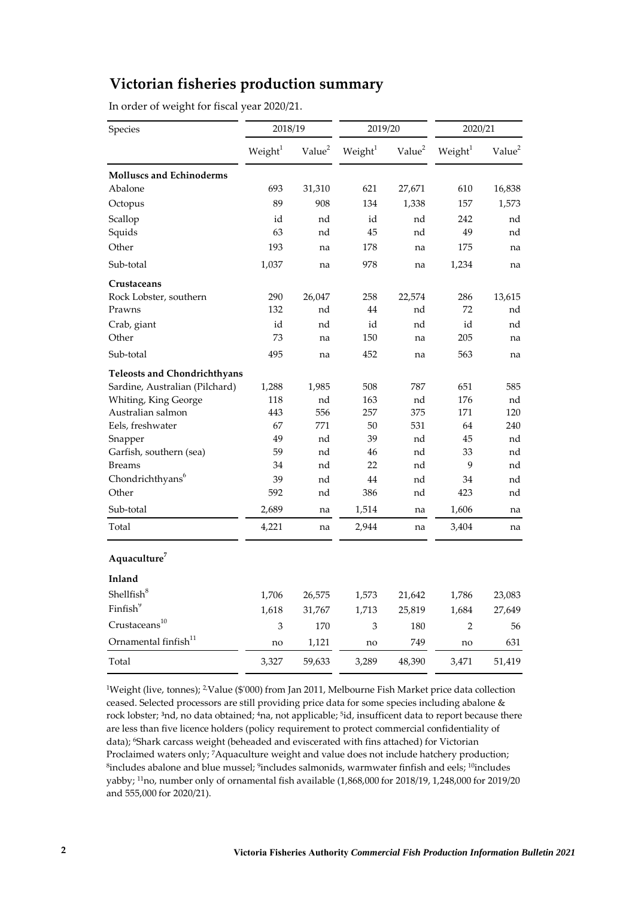## Victorian fisheries production summary

In order of weight for fiscal year 2020/21.

| Species | 2018/19 | | 2019/20 | | 2020/21 | |
|---|---|---|---|---|---|---|
| | Weight[1] | Value[2] | Weight[1] | Value[2] | Weight[1] | Value[2] |
| **Molluscs and Echinoderms** | | | | | | |
| Abalone | 693 | 31,310 | 621 | 27,671 | 610 | 16,838 |
| Octopus | 89 | 908 | 134 | 1,338 | 157 | 1,573 |
| Scallop | id | nd | id | nd | 242 | nd |
| Squids | 63 | nd | 45 | nd | 49 | nd |
| Other | 193 | na | 178 | na | 175 | na |
| Sub-total | 1,037 | na | 978 | na | 1,234 | na |
| **Crustaceans** | | | | | | |
| Rock Lobster, southern | 290 | 26,047 | 258 | 22,574 | 286 | 13,615 |
| Prawns | 132 | nd | 44 | nd | 72 | nd |
| Crab, giant | id | nd | id | nd | id | nd |
| Other | 73 | na | 150 | na | 205 | na |
| Sub-total | 495 | na | 452 | na | 563 | na |
| **Teleosts and Chondrichthyans** | | | | | | |
| Sardine, Australian (Pilchard) | 1,288 | 1,985 | 508 | 787 | 651 | 585 |
| Whiting, King George | 118 | nd | 163 | nd | 176 | nd |
| Australian salmon | 443 | 556 | 257 | 375 | 171 | 120 |
| Eels, freshwater | 67 | 771 | 50 | 531 | 64 | 240 |
| Snapper | 49 | nd | 39 | nd | 45 | nd |
| Garfish, southern (sea) | 59 | nd | 46 | nd | 33 | nd |
| Breams | 34 | nd | 22 | nd | 9 | nd |
| Chondrichthyans[6] | 39 | nd | 44 | nd | 34 | nd |
| Other | 592 | nd | 386 | nd | 423 | nd |
| Sub-total | 2,689 | na | 1,514 | na | 1,606 | na |
| Total | 4,221 | na | 2,944 | na | 3,404 | na |
| **Aquaculture[7]** | | | | | | |
| **Inland** | | | | | | |
| Shellfish[8] | 1,706 | 26,575 | 1,573 | 21,642 | 1,786 | 23,083 |
| Finfish[9] | 1,618 | 31,767 | 1,713 | 25,819 | 1,684 | 27,649 |
| Crustaceans[10] | 3 | 170 | 3 | 180 | 2 | 56 |
| Ornamental finfish[11] | no | 1,121 | no | 749 | no | 631 |
| Total | 3,327 | 59,633 | 3,289 | 48,390 | 3,471 | 51,419 |

[1]Weight (live, tonnes); [2]Value ($'000) from Jan 2011, Melbourne Fish Market price data collection ceased. Selected processors are still providing price data for some species including abalone & rock lobster; [3]nd, no data obtained; [4]na, not applicable; [5]id, insufficent data to report because there are less than five licence holders (policy requirement to protect commercial confidentiality of data); [6]Shark carcass weight (beheaded and eviscerated with fins attached) for Victorian Proclaimed waters only; [7]Aquaculture weight and value does not include hatchery production; [8]includes abalone and blue mussel; [9]includes salmonids, warmwater finfish and eels; [10]includes yabby; [11]no, number only of ornamental fish available (1,868,000 for 2018/19, 1,248,000 for 2019/20 and 555,000 for 2020/21).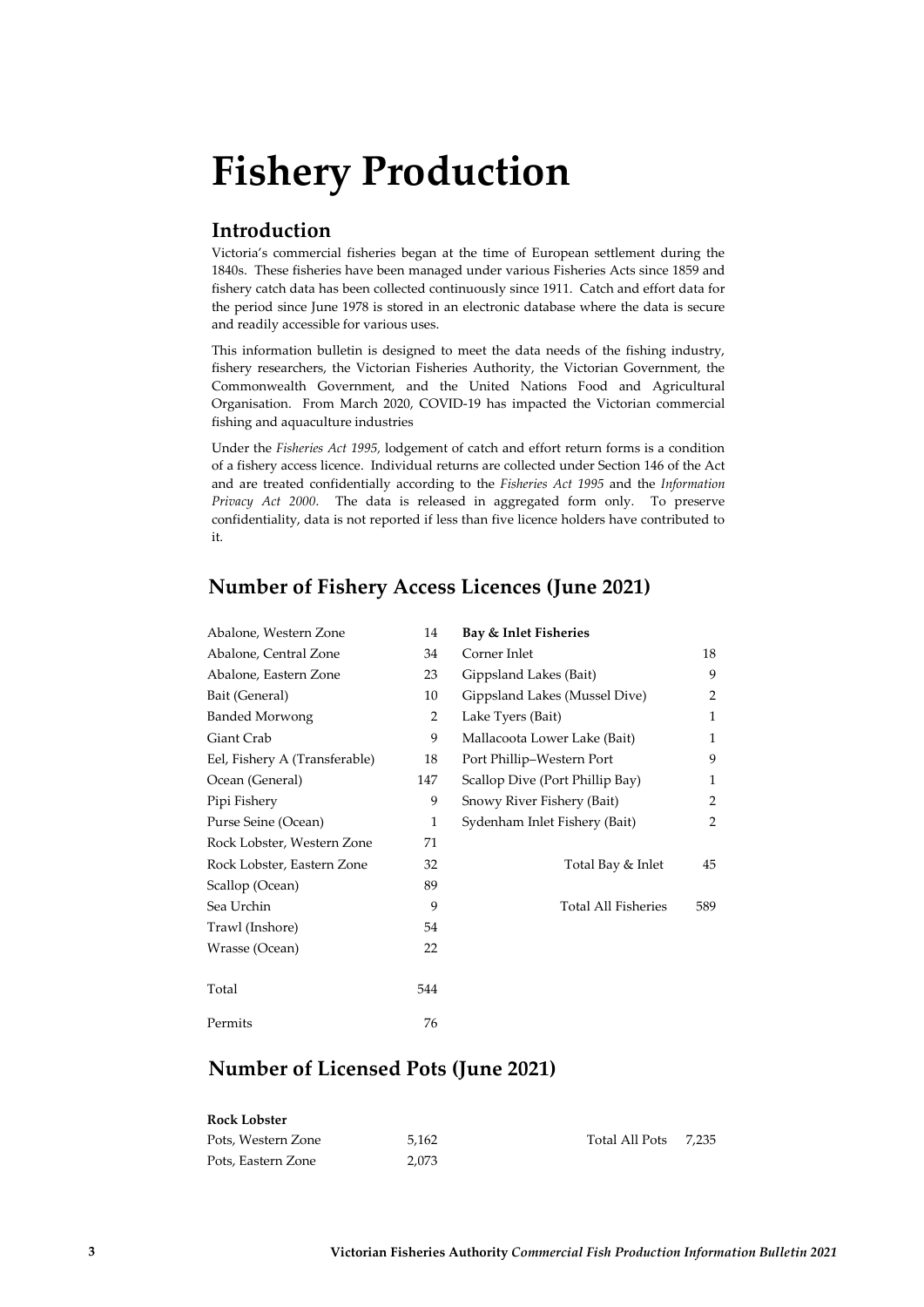# Fishery Production

## Introduction

Victoria's commercial fisheries began at the time of European settlement during the 1840s. These fisheries have been managed under various Fisheries Acts since 1859 and fishery catch data has been collected continuously since 1911. Catch and effort data for the period since June 1978 is stored in an electronic database where the data is secure and readily accessible for various uses.

This information bulletin is designed to meet the data needs of the fishing industry, fishery researchers, the Victorian Fisheries Authority, the Victorian Government, the Commonwealth Government, and the United Nations Food and Agricultural Organisation. From March 2020, COVID-19 has impacted the Victorian commercial fishing and aquaculture industries

Under the *Fisheries Act 1995,* lodgement of catch and effort return forms is a condition of a fishery access licence. Individual returns are collected under Section 146 of the Act and are treated confidentially according to the *Fisheries Act 1995* and the *Information Privacy Act 2000*. The data is released in aggregated form only. To preserve confidentiality, data is not reported if less than five licence holders have contributed to it.

## Number of Fishery Access Licences (June 2021)

| Fishery | Licences |
|---|---|
| Abalone, Western Zone | 14 |
| Abalone, Central Zone | 34 |
| Abalone, Eastern Zone | 23 |
| Bait (General) | 10 |
| Banded Morwong | 2 |
| Giant Crab | 9 |
| Eel, Fishery A (Transferable) | 18 |
| Ocean (General) | 147 |
| Pipi Fishery | 9 |
| Purse Seine (Ocean) | 1 |
| Rock Lobster, Western Zone | 71 |
| Rock Lobster, Eastern Zone | 32 |
| Scallop (Ocean) | 89 |
| Sea Urchin | 9 |
| Trawl (Inshore) | 54 |
| Wrasse (Ocean) | 22 |
| Total | 544 |
| Permits | 76 |

| **Bay & Inlet Fisheries** | |
|---|---|
| Corner Inlet | 18 |
| Gippsland Lakes (Bait) | 9 |
| Gippsland Lakes (Mussel Dive) | 2 |
| Lake Tyers (Bait) | 1 |
| Mallacoota Lower Lake (Bait) | 1 |
| Port Phillip–Western Port | 9 |
| Scallop Dive (Port Phillip Bay) | 1 |
| Snowy River Fishery (Bait) | 2 |
| Sydenham Inlet Fishery (Bait) | 2 |
| Total Bay & Inlet | 45 |
| Total All Fisheries | 589 |

## Number of Licensed Pots (June 2021)

| **Rock Lobster** | |
|---|---|
| Pots, Western Zone | 5,162 |
| Pots, Eastern Zone | 2,073 |
| Total All Pots | 7,235 |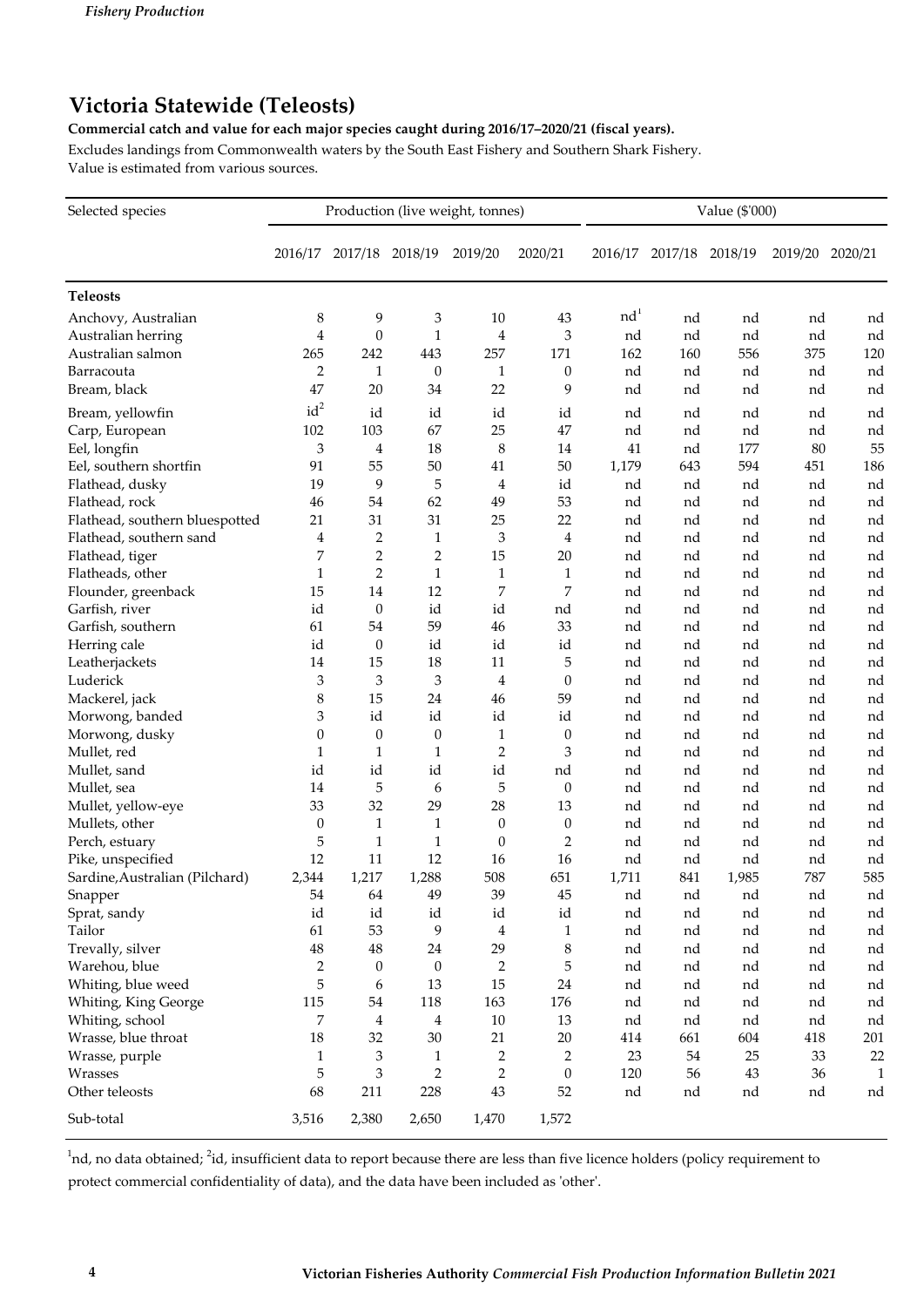## Victoria Statewide (Teleosts)

**Commercial catch and value for each major species caught during 2016/17–2020/21 (fiscal years).**

Excludes landings from Commonwealth waters by the South East Fishery and Southern Shark Fishery.
Value is estimated from various sources.

| Selected species | Production (live weight, tonnes) | | | | | Value ($'000) | | | | |
|---|---|---|---|---|---|---|---|---|---|---|
| | 2016/17 | 2017/18 | 2018/19 | 2019/20 | 2020/21 | 2016/17 | 2017/18 | 2018/19 | 2019/20 | 2020/21 |
| **Teleosts** | | | | | | | | | | |
| Anchovy, Australian | 8 | 9 | 3 | 10 | 43 | nd[1] | nd | nd | nd | nd |
| Australian herring | 4 | 0 | 1 | 4 | 3 | nd | nd | nd | nd | nd |
| Australian salmon | 265 | 242 | 443 | 257 | 171 | 162 | 160 | 556 | 375 | 120 |
| Barracouta | 2 | 1 | 0 | 1 | 0 | nd | nd | nd | nd | nd |
| Bream, black | 47 | 20 | 34 | 22 | 9 | nd | nd | nd | nd | nd |
| Bream, yellowfin | id[2] | id | id | id | id | nd | nd | nd | nd | nd |
| Carp, European | 102 | 103 | 67 | 25 | 47 | nd | nd | nd | nd | nd |
| Eel, longfin | 3 | 4 | 18 | 8 | 14 | 41 | nd | 177 | 80 | 55 |
| Eel, southern shortfin | 91 | 55 | 50 | 41 | 50 | 1,179 | 643 | 594 | 451 | 186 |
| Flathead, dusky | 19 | 9 | 5 | 4 | id | nd | nd | nd | nd | nd |
| Flathead, rock | 46 | 54 | 62 | 49 | 53 | nd | nd | nd | nd | nd |
| Flathead, southern bluespotted | 21 | 31 | 31 | 25 | 22 | nd | nd | nd | nd | nd |
| Flathead, southern sand | 4 | 2 | 1 | 3 | 4 | nd | nd | nd | nd | nd |
| Flathead, tiger | 7 | 2 | 2 | 15 | 20 | nd | nd | nd | nd | nd |
| Flatheads, other | 1 | 2 | 1 | 1 | 1 | nd | nd | nd | nd | nd |
| Flounder, greenback | 15 | 14 | 12 | 7 | 7 | nd | nd | nd | nd | nd |
| Garfish, river | id | 0 | id | id | nd | nd | nd | nd | nd | nd |
| Garfish, southern | 61 | 54 | 59 | 46 | 33 | nd | nd | nd | nd | nd |
| Herring cale | id | 0 | id | id | id | nd | nd | nd | nd | nd |
| Leatherjackets | 14 | 15 | 18 | 11 | 5 | nd | nd | nd | nd | nd |
| Luderick | 3 | 3 | 3 | 4 | 0 | nd | nd | nd | nd | nd |
| Mackerel, jack | 8 | 15 | 24 | 46 | 59 | nd | nd | nd | nd | nd |
| Morwong, banded | 3 | id | id | id | id | nd | nd | nd | nd | nd |
| Morwong, dusky | 0 | 0 | 0 | 1 | 0 | nd | nd | nd | nd | nd |
| Mullet, red | 1 | 1 | 1 | 2 | 3 | nd | nd | nd | nd | nd |
| Mullet, sand | id | id | id | id | nd | nd | nd | nd | nd | nd |
| Mullet, sea | 14 | 5 | 6 | 5 | 0 | nd | nd | nd | nd | nd |
| Mullet, yellow-eye | 33 | 32 | 29 | 28 | 13 | nd | nd | nd | nd | nd |
| Mullets, other | 0 | 1 | 1 | 0 | 0 | nd | nd | nd | nd | nd |
| Perch, estuary | 5 | 1 | 1 | 0 | 2 | nd | nd | nd | nd | nd |
| Pike, unspecified | 12 | 11 | 12 | 16 | 16 | nd | nd | nd | nd | nd |
| Sardine,Australian (Pilchard) | 2,344 | 1,217 | 1,288 | 508 | 651 | 1,711 | 841 | 1,985 | 787 | 585 |
| Snapper | 54 | 64 | 49 | 39 | 45 | nd | nd | nd | nd | nd |
| Sprat, sandy | id | id | id | id | id | nd | nd | nd | nd | nd |
| Tailor | 61 | 53 | 9 | 4 | 1 | nd | nd | nd | nd | nd |
| Trevally, silver | 48 | 48 | 24 | 29 | 8 | nd | nd | nd | nd | nd |
| Warehou, blue | 2 | 0 | 0 | 2 | 5 | nd | nd | nd | nd | nd |
| Whiting, blue weed | 5 | 6 | 13 | 15 | 24 | nd | nd | nd | nd | nd |
| Whiting, King George | 115 | 54 | 118 | 163 | 176 | nd | nd | nd | nd | nd |
| Whiting, school | 7 | 4 | 4 | 10 | 13 | nd | nd | nd | nd | nd |
| Wrasse, blue throat | 18 | 32 | 30 | 21 | 20 | 414 | 661 | 604 | 418 | 201 |
| Wrasse, purple | 1 | 3 | 1 | 2 | 2 | 23 | 54 | 25 | 33 | 22 |
| Wrasses | 5 | 3 | 2 | 2 | 0 | 120 | 56 | 43 | 36 | 1 |
| Other teleosts | 68 | 211 | 228 | 43 | 52 | nd | nd | nd | nd | nd |
| Sub-total | 3,516 | 2,380 | 2,650 | 1,470 | 1,572 | | | | | |

[1]nd, no data obtained; [2]id, insufficient data to report because there are less than five licence holders (policy requirement to protect commercial confidentiality of data), and the data have been included as 'other'.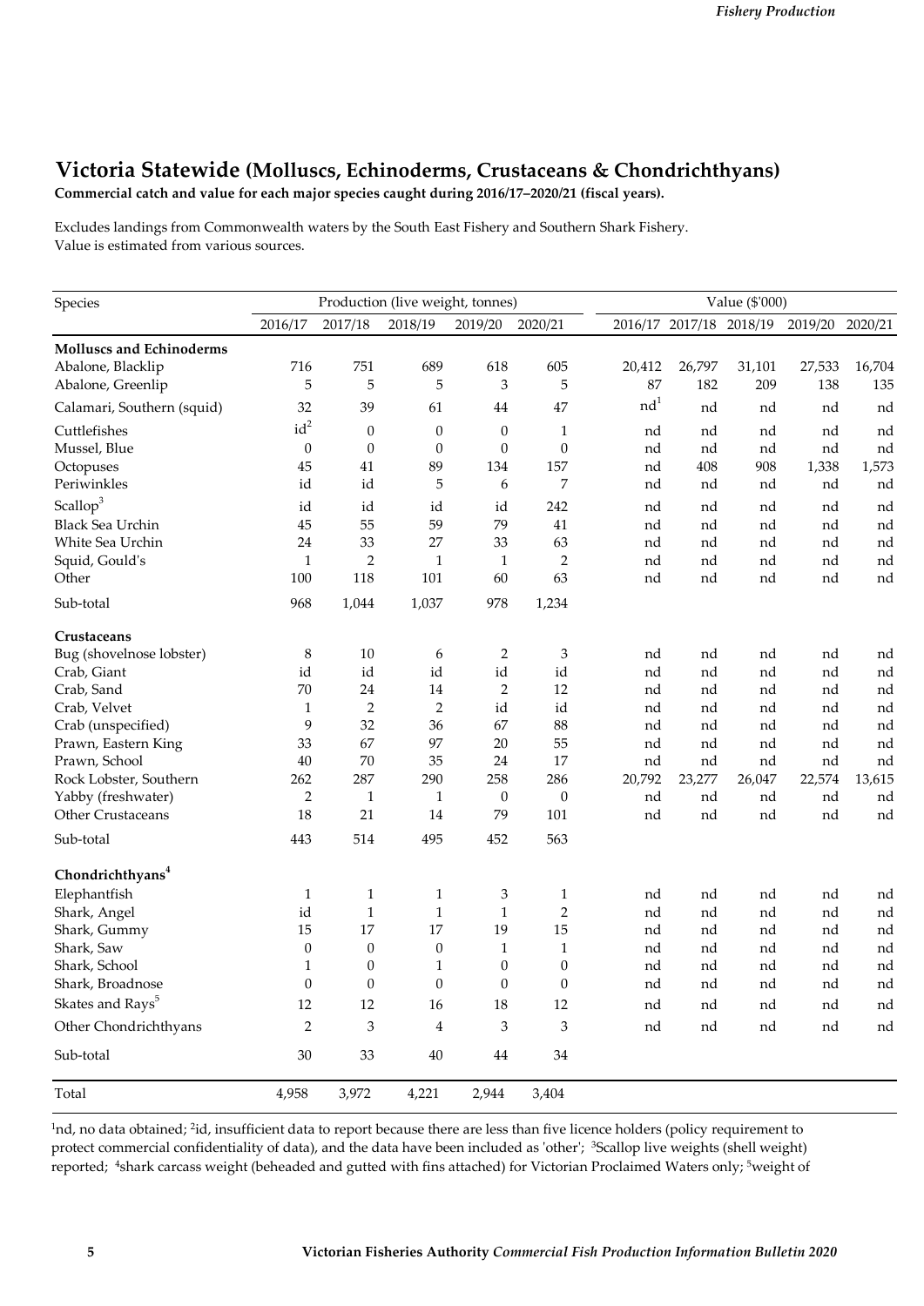## Victoria Statewide (Molluscs, Echinoderms, Crustaceans & Chondrichthyans)

**Commercial catch and value for each major species caught during 2016/17–2020/21 (fiscal years).**

Excludes landings from Commonwealth waters by the South East Fishery and Southern Shark Fishery.
Value is estimated from various sources.

| Species | Production (live weight, tonnes) | | | | | Value ($'000) | | | | |
|---|---|---|---|---|---|---|---|---|---|---|
| | 2016/17 | 2017/18 | 2018/19 | 2019/20 | 2020/21 | 2016/17 | 2017/18 | 2018/19 | 2019/20 | 2020/21 |
| **Molluscs and Echinoderms** | | | | | | | | | | |
| Abalone, Blacklip | 716 | 751 | 689 | 618 | 605 | 20,412 | 26,797 | 31,101 | 27,533 | 16,704 |
| Abalone, Greenlip | 5 | 5 | 5 | 3 | 5 | 87 | 182 | 209 | 138 | 135 |
| Calamari, Southern (squid) | 32 | 39 | 61 | 44 | 47 | nd[1] | nd | nd | nd | nd |
| Cuttlefishes | id[2] | 0 | 0 | 0 | 1 | nd | nd | nd | nd | nd |
| Mussel, Blue | 0 | 0 | 0 | 0 | 0 | nd | nd | nd | nd | nd |
| Octopuses | 45 | 41 | 89 | 134 | 157 | nd | 408 | 908 | 1,338 | 1,573 |
| Periwinkles | id | id | 5 | 6 | 7 | nd | nd | nd | nd | nd |
| Scallop[3] | id | id | id | id | 242 | nd | nd | nd | nd | nd |
| Black Sea Urchin | 45 | 55 | 59 | 79 | 41 | nd | nd | nd | nd | nd |
| White Sea Urchin | 24 | 33 | 27 | 33 | 63 | nd | nd | nd | nd | nd |
| Squid, Gould's | 1 | 2 | 1 | 1 | 2 | nd | nd | nd | nd | nd |
| Other | 100 | 118 | 101 | 60 | 63 | nd | nd | nd | nd | nd |
| Sub-total | 968 | 1,044 | 1,037 | 978 | 1,234 | | | | | |
| **Crustaceans** | | | | | | | | | | |
| Bug (shovelnose lobster) | 8 | 10 | 6 | 2 | 3 | nd | nd | nd | nd | nd |
| Crab, Giant | id | id | id | id | id | nd | nd | nd | nd | nd |
| Crab, Sand | 70 | 24 | 14 | 2 | 12 | nd | nd | nd | nd | nd |
| Crab, Velvet | 1 | 2 | 2 | id | id | nd | nd | nd | nd | nd |
| Crab (unspecified) | 9 | 32 | 36 | 67 | 88 | nd | nd | nd | nd | nd |
| Prawn, Eastern King | 33 | 67 | 97 | 20 | 55 | nd | nd | nd | nd | nd |
| Prawn, School | 40 | 70 | 35 | 24 | 17 | nd | nd | nd | nd | nd |
| Rock Lobster, Southern | 262 | 287 | 290 | 258 | 286 | 20,792 | 23,277 | 26,047 | 22,574 | 13,615 |
| Yabby (freshwater) | 2 | 1 | 1 | 0 | 0 | nd | nd | nd | nd | nd |
| Other Crustaceans | 18 | 21 | 14 | 79 | 101 | nd | nd | nd | nd | nd |
| Sub-total | 443 | 514 | 495 | 452 | 563 | | | | | |
| **Chondrichthyans[4]** | | | | | | | | | | |
| Elephantfish | 1 | 1 | 1 | 3 | 1 | nd | nd | nd | nd | nd |
| Shark, Angel | id | 1 | 1 | 1 | 2 | nd | nd | nd | nd | nd |
| Shark, Gummy | 15 | 17 | 17 | 19 | 15 | nd | nd | nd | nd | nd |
| Shark, Saw | 0 | 0 | 0 | 1 | 1 | nd | nd | nd | nd | nd |
| Shark, School | 1 | 0 | 1 | 0 | 0 | nd | nd | nd | nd | nd |
| Shark, Broadnose | 0 | 0 | 0 | 0 | 0 | nd | nd | nd | nd | nd |
| Skates and Rays[5] | 12 | 12 | 16 | 18 | 12 | nd | nd | nd | nd | nd |
| Other Chondrichthyans | 2 | 3 | 4 | 3 | 3 | nd | nd | nd | nd | nd |
| Sub-total | 30 | 33 | 40 | 44 | 34 | | | | | |
| Total | 4,958 | 3,972 | 4,221 | 2,944 | 3,404 | | | | | |

[1]nd, no data obtained; [2]id, insufficient data to report because there are less than five licence holders (policy requirement to protect commercial confidentiality of data), and the data have been included as 'other'; [3]Scallop live weights (shell weight) reported; [4]shark carcass weight (beheaded and gutted with fins attached) for Victorian Proclaimed Waters only; [5]weight of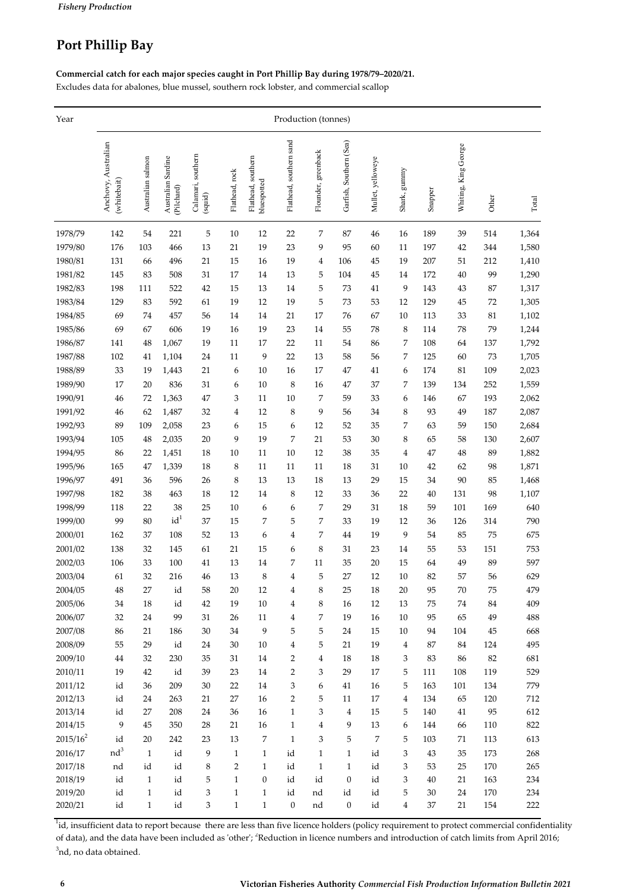## Port Phillip Bay

**Commercial catch for each major species caught in Port Phillip Bay during 1978/79–2020/21.**

Excludes data for abalones, blue mussel, southern rock lobster, and commercial scallop

| Year | Production (tonnes) | | | | | | | | | | | | | | |
|---|---|---|---|---|---|---|---|---|---|---|---|---|---|---|---|
| | Anchovy, Australian (whitebait) | Australian salmon | Australian Sardine (Pilchard) | Calamari, southern (squid) | Flathead, rock | Flathead, southern bluespotted | Flathead, southern sand | Flounder, greenback | Garfish, Southern (Sea) | Mullet, yelloweye | Shark, gummy | Snapper | Whiting, King George | Other | Total |
| 1978/79 | 142 | 54 | 221 | 5 | 10 | 12 | 22 | 7 | 87 | 46 | 16 | 189 | 39 | 514 | 1,364 |
| 1979/80 | 176 | 103 | 466 | 13 | 21 | 19 | 23 | 9 | 95 | 60 | 11 | 197 | 42 | 344 | 1,580 |
| 1980/81 | 131 | 66 | 496 | 21 | 15 | 16 | 19 | 4 | 106 | 45 | 19 | 207 | 51 | 212 | 1,410 |
| 1981/82 | 145 | 83 | 508 | 31 | 17 | 14 | 13 | 5 | 104 | 45 | 14 | 172 | 40 | 99 | 1,290 |
| 1982/83 | 198 | 111 | 522 | 42 | 15 | 13 | 14 | 5 | 73 | 41 | 9 | 143 | 43 | 87 | 1,317 |
| 1983/84 | 129 | 83 | 592 | 61 | 19 | 12 | 19 | 5 | 73 | 53 | 12 | 129 | 45 | 72 | 1,305 |
| 1984/85 | 69 | 74 | 457 | 56 | 14 | 14 | 21 | 17 | 76 | 67 | 10 | 113 | 33 | 81 | 1,102 |
| 1985/86 | 69 | 67 | 606 | 19 | 16 | 19 | 23 | 14 | 55 | 78 | 8 | 114 | 78 | 79 | 1,244 |
| 1986/87 | 141 | 48 | 1,067 | 19 | 11 | 17 | 22 | 11 | 54 | 86 | 7 | 108 | 64 | 137 | 1,792 |
| 1987/88 | 102 | 41 | 1,104 | 24 | 11 | 9 | 22 | 13 | 58 | 56 | 7 | 125 | 60 | 73 | 1,705 |
| 1988/89 | 33 | 19 | 1,443 | 21 | 6 | 10 | 16 | 17 | 47 | 41 | 6 | 174 | 81 | 109 | 2,023 |
| 1989/90 | 17 | 20 | 836 | 31 | 6 | 10 | 8 | 16 | 47 | 37 | 7 | 139 | 134 | 252 | 1,559 |
| 1990/91 | 46 | 72 | 1,363 | 47 | 3 | 11 | 10 | 7 | 59 | 33 | 6 | 146 | 67 | 193 | 2,062 |
| 1991/92 | 46 | 62 | 1,487 | 32 | 4 | 12 | 8 | 9 | 56 | 34 | 8 | 93 | 49 | 187 | 2,087 |
| 1992/93 | 89 | 109 | 2,058 | 23 | 6 | 15 | 6 | 12 | 52 | 35 | 7 | 63 | 59 | 150 | 2,684 |
| 1993/94 | 105 | 48 | 2,035 | 20 | 9 | 19 | 7 | 21 | 53 | 30 | 8 | 65 | 58 | 130 | 2,607 |
| 1994/95 | 86 | 22 | 1,451 | 18 | 10 | 11 | 10 | 12 | 38 | 35 | 4 | 47 | 48 | 89 | 1,882 |
| 1995/96 | 165 | 47 | 1,339 | 18 | 8 | 11 | 11 | 11 | 18 | 31 | 10 | 42 | 62 | 98 | 1,871 |
| 1996/97 | 491 | 36 | 596 | 26 | 8 | 13 | 13 | 18 | 13 | 29 | 15 | 34 | 90 | 85 | 1,468 |
| 1997/98 | 182 | 38 | 463 | 18 | 12 | 14 | 8 | 12 | 33 | 36 | 22 | 40 | 131 | 98 | 1,107 |
| 1998/99 | 118 | 22 | 38 | 25 | 10 | 6 | 6 | 7 | 29 | 31 | 18 | 59 | 101 | 169 | 640 |
| 1999/00 | 99 | 80 | id[1] | 37 | 15 | 7 | 5 | 7 | 33 | 19 | 12 | 36 | 126 | 314 | 790 |
| 2000/01 | 162 | 37 | 108 | 52 | 13 | 6 | 4 | 7 | 44 | 19 | 9 | 54 | 85 | 75 | 675 |
| 2001/02 | 138 | 32 | 145 | 61 | 21 | 15 | 6 | 8 | 31 | 23 | 14 | 55 | 53 | 151 | 753 |
| 2002/03 | 106 | 33 | 100 | 41 | 13 | 14 | 7 | 11 | 35 | 20 | 15 | 64 | 49 | 89 | 597 |
| 2003/04 | 61 | 32 | 216 | 46 | 13 | 8 | 4 | 5 | 27 | 12 | 10 | 82 | 57 | 56 | 629 |
| 2004/05 | 48 | 27 | id | 58 | 20 | 12 | 4 | 8 | 25 | 18 | 20 | 95 | 70 | 75 | 479 |
| 2005/06 | 34 | 18 | id | 42 | 19 | 10 | 4 | 8 | 16 | 12 | 13 | 75 | 74 | 84 | 409 |
| 2006/07 | 32 | 24 | 99 | 31 | 26 | 11 | 4 | 7 | 19 | 16 | 10 | 95 | 65 | 49 | 488 |
| 2007/08 | 86 | 21 | 186 | 30 | 34 | 9 | 5 | 5 | 24 | 15 | 10 | 94 | 104 | 45 | 668 |
| 2008/09 | 55 | 29 | id | 24 | 30 | 10 | 4 | 5 | 21 | 19 | 4 | 87 | 84 | 124 | 495 |
| 2009/10 | 44 | 32 | 230 | 35 | 31 | 14 | 2 | 4 | 18 | 18 | 3 | 83 | 86 | 82 | 681 |
| 2010/11 | 19 | 42 | id | 39 | 23 | 14 | 2 | 3 | 29 | 17 | 5 | 111 | 108 | 119 | 529 |
| 2011/12 | id | 36 | 209 | 30 | 22 | 14 | 3 | 6 | 41 | 16 | 5 | 163 | 101 | 134 | 779 |
| 2012/13 | id | 24 | 263 | 21 | 27 | 16 | 2 | 5 | 11 | 17 | 4 | 134 | 65 | 120 | 712 |
| 2013/14 | id | 27 | 208 | 24 | 36 | 16 | 1 | 3 | 4 | 15 | 5 | 140 | 41 | 95 | 612 |
| 2014/15 | 9 | 45 | 350 | 28 | 21 | 16 | 1 | 4 | 9 | 13 | 6 | 144 | 66 | 110 | 822 |
| 2015/16[2] | id | 20 | 242 | 23 | 13 | 7 | 1 | 3 | 5 | 7 | 5 | 103 | 71 | 113 | 613 |
| 2016/17 | nd[3] | 1 | id | 9 | 1 | 1 | id | 1 | 1 | id | 3 | 43 | 35 | 173 | 268 |
| 2017/18 | nd | id | id | 8 | 2 | 1 | id | 1 | 1 | id | 3 | 53 | 25 | 170 | 265 |
| 2018/19 | id | 1 | id | 5 | 1 | 0 | id | id | 0 | id | 3 | 40 | 21 | 163 | 234 |
| 2019/20 | id | 1 | id | 3 | 1 | 1 | id | nd | id | id | 5 | 30 | 24 | 170 | 234 |
| 2020/21 | id | 1 | id | 3 | 1 | 1 | 0 | nd | 0 | id | 4 | 37 | 21 | 154 | 222 |

[1]id, insufficient data to report because there are less than five licence holders (policy requirement to protect commercial confidentiality of data), and the data have been included as 'other'; [2]Reduction in licence numbers and introduction of catch limits from April 2016; [3]nd, no data obtained.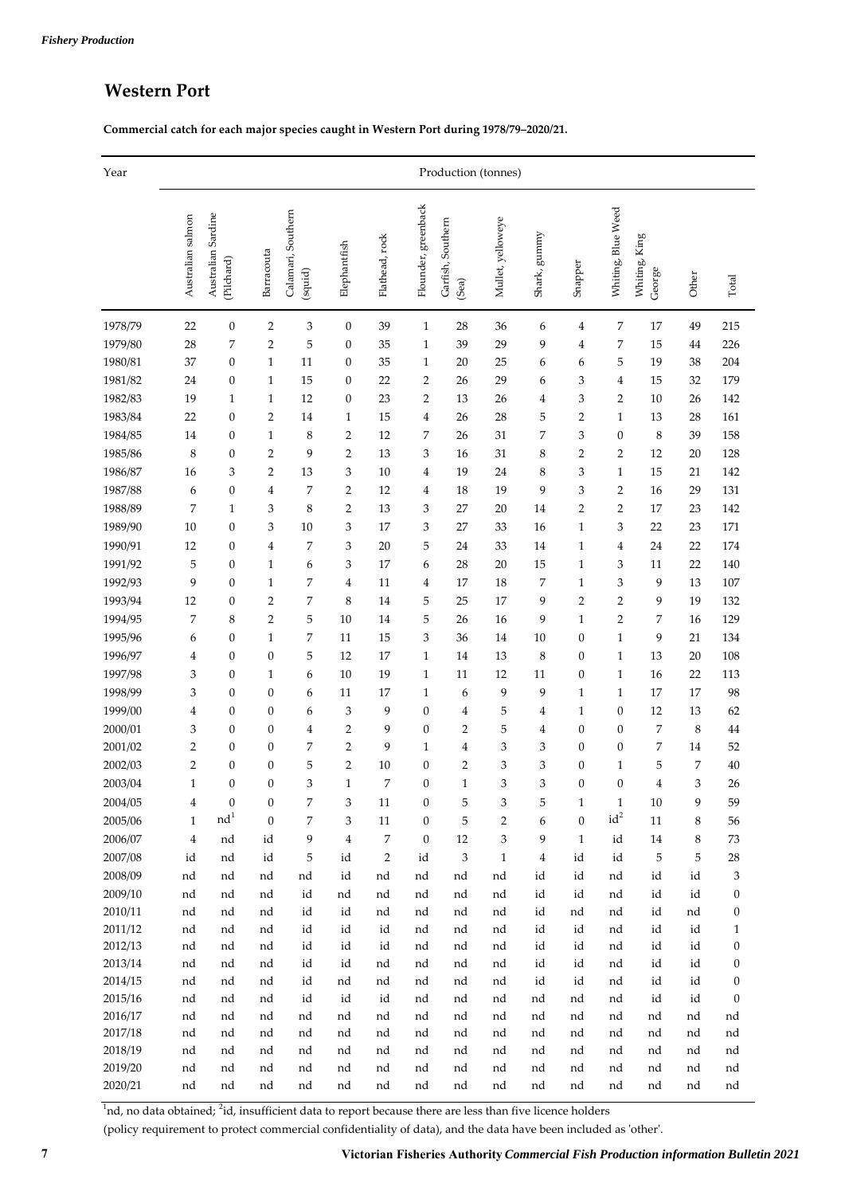## Western Port

**Commercial catch for each major species caught in Western Port during 1978/79–2020/21.**

| Year | Production (tonnes) | | | | | | | | | | | | | | | |
|---|---|---|---|---|---|---|---|---|---|---|---|---|---|---|---|---|
| | Australian salmon | Australian Sardine (Pilchard) | Barracouta | Calamari, Southern (squid) | Elephantfish | Flathead, rock | Flounder, greenback | Garfish, Southern (Sea) | Mullet, yelloweye | Shark, gummy | Snapper | Whiting, Blue Weed | Whiting, King George | Other | Total |
| 1978/79 | 22 | 0 | 2 | 3 | 0 | 39 | 1 | 28 | 36 | 6 | 4 | 7 | 17 | 49 | 215 |
| 1979/80 | 28 | 7 | 2 | 5 | 0 | 35 | 1 | 39 | 29 | 9 | 4 | 7 | 15 | 44 | 226 |
| 1980/81 | 37 | 0 | 1 | 11 | 0 | 35 | 1 | 20 | 25 | 6 | 6 | 5 | 19 | 38 | 204 |
| 1981/82 | 24 | 0 | 1 | 15 | 0 | 22 | 2 | 26 | 29 | 6 | 3 | 4 | 15 | 32 | 179 |
| 1982/83 | 19 | 1 | 1 | 12 | 0 | 23 | 2 | 13 | 26 | 4 | 3 | 2 | 10 | 26 | 142 |
| 1983/84 | 22 | 0 | 2 | 14 | 1 | 15 | 4 | 26 | 28 | 5 | 2 | 1 | 13 | 28 | 161 |
| 1984/85 | 14 | 0 | 1 | 8 | 2 | 12 | 7 | 26 | 31 | 7 | 3 | 0 | 8 | 39 | 158 |
| 1985/86 | 8 | 0 | 2 | 9 | 2 | 13 | 3 | 16 | 31 | 8 | 2 | 2 | 12 | 20 | 128 |
| 1986/87 | 16 | 3 | 2 | 13 | 3 | 10 | 4 | 19 | 24 | 8 | 3 | 1 | 15 | 21 | 142 |
| 1987/88 | 6 | 0 | 4 | 7 | 2 | 12 | 4 | 18 | 19 | 9 | 3 | 2 | 16 | 29 | 131 |
| 1988/89 | 7 | 1 | 3 | 8 | 2 | 13 | 3 | 27 | 20 | 14 | 2 | 2 | 17 | 23 | 142 |
| 1989/90 | 10 | 0 | 3 | 10 | 3 | 17 | 3 | 27 | 33 | 16 | 1 | 3 | 22 | 23 | 171 |
| 1990/91 | 12 | 0 | 4 | 7 | 3 | 20 | 5 | 24 | 33 | 14 | 1 | 4 | 24 | 22 | 174 |
| 1991/92 | 5 | 0 | 1 | 6 | 3 | 17 | 6 | 28 | 20 | 15 | 1 | 3 | 11 | 22 | 140 |
| 1992/93 | 9 | 0 | 1 | 7 | 4 | 11 | 4 | 17 | 18 | 7 | 1 | 3 | 9 | 13 | 107 |
| 1993/94 | 12 | 0 | 2 | 7 | 8 | 14 | 5 | 25 | 17 | 9 | 2 | 2 | 9 | 19 | 132 |
| 1994/95 | 7 | 8 | 2 | 5 | 10 | 14 | 5 | 26 | 16 | 9 | 1 | 2 | 7 | 16 | 129 |
| 1995/96 | 6 | 0 | 1 | 7 | 11 | 15 | 3 | 36 | 14 | 10 | 0 | 1 | 9 | 21 | 134 |
| 1996/97 | 4 | 0 | 0 | 5 | 12 | 17 | 1 | 14 | 13 | 8 | 0 | 1 | 13 | 20 | 108 |
| 1997/98 | 3 | 0 | 1 | 6 | 10 | 19 | 1 | 11 | 12 | 11 | 0 | 1 | 16 | 22 | 113 |
| 1998/99 | 3 | 0 | 0 | 6 | 11 | 17 | 1 | 6 | 9 | 9 | 1 | 1 | 17 | 17 | 98 |
| 1999/00 | 4 | 0 | 0 | 6 | 3 | 9 | 0 | 4 | 5 | 4 | 1 | 0 | 12 | 13 | 62 |
| 2000/01 | 3 | 0 | 0 | 4 | 2 | 9 | 0 | 2 | 5 | 4 | 0 | 0 | 7 | 8 | 44 |
| 2001/02 | 2 | 0 | 0 | 7 | 2 | 9 | 1 | 4 | 3 | 3 | 0 | 0 | 7 | 14 | 52 |
| 2002/03 | 2 | 0 | 0 | 5 | 2 | 10 | 0 | 2 | 3 | 3 | 0 | 1 | 5 | 7 | 40 |
| 2003/04 | 1 | 0 | 0 | 3 | 1 | 7 | 0 | 1 | 3 | 3 | 0 | 0 | 4 | 3 | 26 |
| 2004/05 | 4 | 0 | 0 | 7 | 3 | 11 | 0 | 5 | 3 | 5 | 1 | 1 | 10 | 9 | 59 |
| 2005/06 | 1 | nd[1] | 0 | 7 | 3 | 11 | 0 | 5 | 2 | 6 | 0 | id[2] | 11 | 8 | 56 |
| 2006/07 | 4 | nd | id | 9 | 4 | 7 | 0 | 12 | 3 | 9 | 1 | id | 14 | 8 | 73 |
| 2007/08 | id | nd | id | 5 | id | 2 | id | 3 | 1 | 4 | id | id | 5 | 5 | 28 |
| 2008/09 | nd | nd | nd | nd | id | nd | nd | nd | nd | id | id | nd | id | id | 3 |
| 2009/10 | nd | nd | nd | id | nd | nd | nd | nd | nd | id | id | nd | id | id | 0 |
| 2010/11 | nd | nd | nd | id | id | nd | nd | nd | nd | id | nd | nd | id | nd | 0 |
| 2011/12 | nd | nd | nd | id | id | id | nd | nd | nd | id | id | nd | id | id | 1 |
| 2012/13 | nd | nd | nd | id | id | id | nd | nd | nd | id | id | nd | id | id | 0 |
| 2013/14 | nd | nd | nd | id | id | nd | nd | nd | nd | id | id | nd | id | id | 0 |
| 2014/15 | nd | nd | nd | id | nd | nd | nd | nd | nd | id | id | nd | id | id | 0 |
| 2015/16 | nd | nd | nd | id | id | id | nd | nd | nd | nd | nd | nd | id | id | 0 |
| 2016/17 | nd | nd | nd | nd | nd | nd | nd | nd | nd | nd | nd | nd | nd | nd | nd |
| 2017/18 | nd | nd | nd | nd | nd | nd | nd | nd | nd | nd | nd | nd | nd | nd | nd |
| 2018/19 | nd | nd | nd | nd | nd | nd | nd | nd | nd | nd | nd | nd | nd | nd | nd |
| 2019/20 | nd | nd | nd | nd | nd | nd | nd | nd | nd | nd | nd | nd | nd | nd | nd |
| 2020/21 | nd | nd | nd | nd | nd | nd | nd | nd | nd | nd | nd | nd | nd | nd | nd |

[1]nd, no data obtained; [2]id, insufficient data to report because there are less than five licence holders (policy requirement to protect commercial confidentiality of data), and the data have been included as 'other'.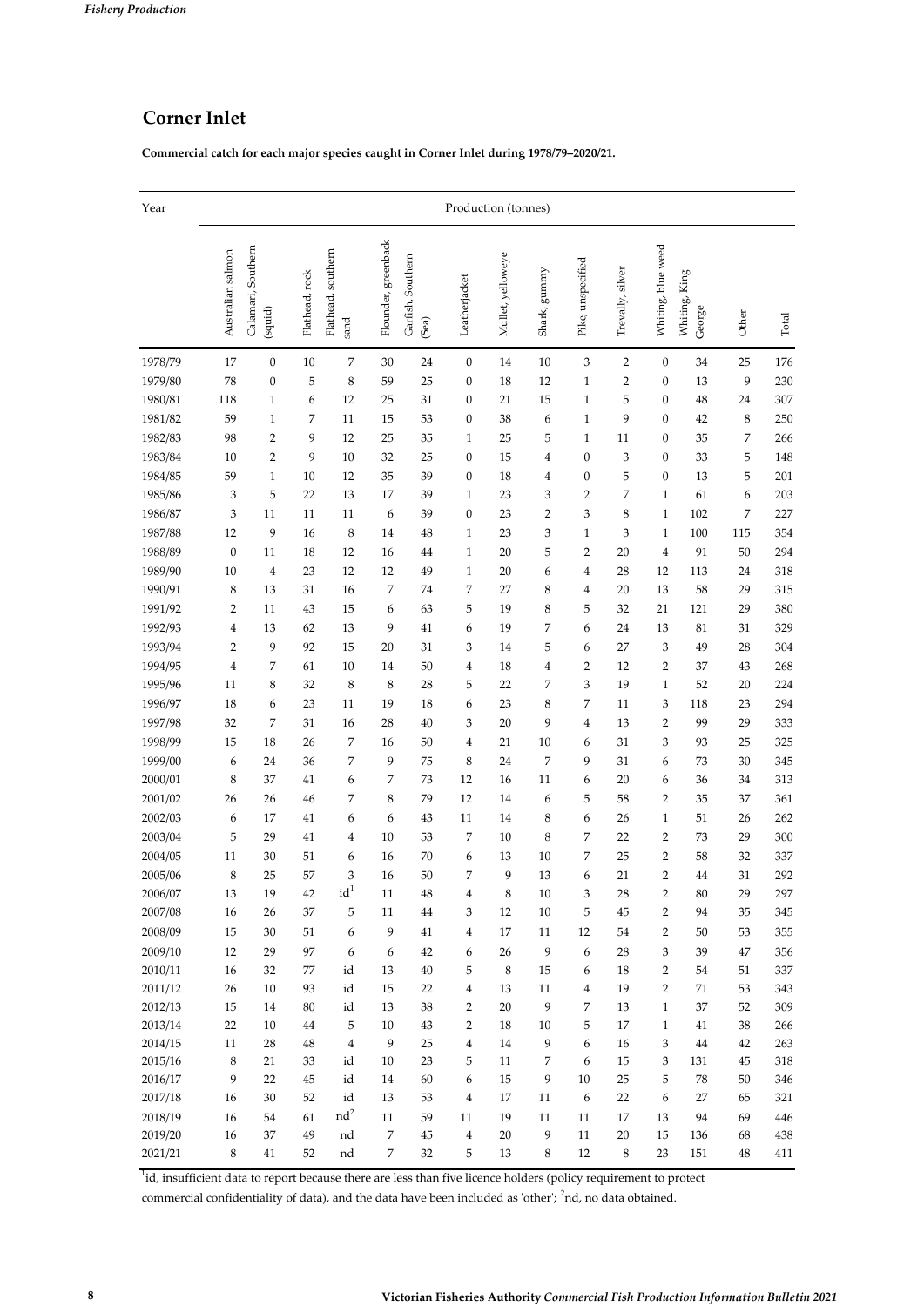## Corner Inlet

**Commercial catch for each major species caught in Corner Inlet during 1978/79–2020/21.**

| Year | Production (tonnes) | | | | | | | | | | | | | | | |
|---|---|---|---|---|---|---|---|---|---|---|---|---|---|---|---|---|
| | Australian salmon | Calamari, Southern (squid) | Flathead, rock | Flathead, southern sand | Flounder, greenback | Garfish, Southern (Sea) | Leatherjacket | Mullet, yelloweye | Shark, gummy | Pike, unspecified | Trevally, silver | Whiting, blue weed | Whiting, King George | Other | Total |
| 1978/79 | 17 | 0 | 10 | 7 | 30 | 24 | 0 | 14 | 10 | 3 | 2 | 0 | 34 | 25 | 176 |
| 1979/80 | 78 | 0 | 5 | 8 | 59 | 25 | 0 | 18 | 12 | 1 | 2 | 0 | 13 | 9 | 230 |
| 1980/81 | 118 | 1 | 6 | 12 | 25 | 31 | 0 | 21 | 15 | 1 | 5 | 0 | 48 | 24 | 307 |
| 1981/82 | 59 | 1 | 7 | 11 | 15 | 53 | 0 | 38 | 6 | 1 | 9 | 0 | 42 | 8 | 250 |
| 1982/83 | 98 | 2 | 9 | 12 | 25 | 35 | 1 | 25 | 5 | 1 | 11 | 0 | 35 | 7 | 266 |
| 1983/84 | 10 | 2 | 9 | 10 | 32 | 25 | 0 | 15 | 4 | 0 | 3 | 0 | 33 | 5 | 148 |
| 1984/85 | 59 | 1 | 10 | 12 | 35 | 39 | 0 | 18 | 4 | 0 | 5 | 0 | 13 | 5 | 201 |
| 1985/86 | 3 | 5 | 22 | 13 | 17 | 39 | 1 | 23 | 3 | 2 | 7 | 1 | 61 | 6 | 203 |
| 1986/87 | 3 | 11 | 11 | 11 | 6 | 39 | 0 | 23 | 2 | 3 | 8 | 1 | 102 | 7 | 227 |
| 1987/88 | 12 | 9 | 16 | 8 | 14 | 48 | 1 | 23 | 3 | 1 | 3 | 1 | 100 | 115 | 354 |
| 1988/89 | 0 | 11 | 18 | 12 | 16 | 44 | 1 | 20 | 5 | 2 | 20 | 4 | 91 | 50 | 294 |
| 1989/90 | 10 | 4 | 23 | 12 | 12 | 49 | 1 | 20 | 6 | 4 | 28 | 12 | 113 | 24 | 318 |
| 1990/91 | 8 | 13 | 31 | 16 | 7 | 74 | 7 | 27 | 8 | 4 | 20 | 13 | 58 | 29 | 315 |
| 1991/92 | 2 | 11 | 43 | 15 | 6 | 63 | 5 | 19 | 8 | 5 | 32 | 21 | 121 | 29 | 380 |
| 1992/93 | 4 | 13 | 62 | 13 | 9 | 41 | 6 | 19 | 7 | 6 | 24 | 13 | 81 | 31 | 329 |
| 1993/94 | 2 | 9 | 92 | 15 | 20 | 31 | 3 | 14 | 5 | 6 | 27 | 3 | 49 | 28 | 304 |
| 1994/95 | 4 | 7 | 61 | 10 | 14 | 50 | 4 | 18 | 4 | 2 | 12 | 2 | 37 | 43 | 268 |
| 1995/96 | 11 | 8 | 32 | 8 | 8 | 28 | 5 | 22 | 7 | 3 | 19 | 1 | 52 | 20 | 224 |
| 1996/97 | 18 | 6 | 23 | 11 | 19 | 18 | 6 | 23 | 8 | 7 | 11 | 3 | 118 | 23 | 294 |
| 1997/98 | 32 | 7 | 31 | 16 | 28 | 40 | 3 | 20 | 9 | 4 | 13 | 2 | 99 | 29 | 333 |
| 1998/99 | 15 | 18 | 26 | 7 | 16 | 50 | 4 | 21 | 10 | 6 | 31 | 3 | 93 | 25 | 325 |
| 1999/00 | 6 | 24 | 36 | 7 | 9 | 75 | 8 | 24 | 7 | 9 | 31 | 6 | 73 | 30 | 345 |
| 2000/01 | 8 | 37 | 41 | 6 | 7 | 73 | 12 | 16 | 11 | 6 | 20 | 6 | 36 | 34 | 313 |
| 2001/02 | 26 | 26 | 46 | 7 | 8 | 79 | 12 | 14 | 6 | 5 | 58 | 2 | 35 | 37 | 361 |
| 2002/03 | 6 | 17 | 41 | 6 | 6 | 43 | 11 | 14 | 8 | 6 | 26 | 1 | 51 | 26 | 262 |
| 2003/04 | 5 | 29 | 41 | 4 | 10 | 53 | 7 | 10 | 8 | 7 | 22 | 2 | 73 | 29 | 300 |
| 2004/05 | 11 | 30 | 51 | 6 | 16 | 70 | 6 | 13 | 10 | 7 | 25 | 2 | 58 | 32 | 337 |
| 2005/06 | 8 | 25 | 57 | 3 | 16 | 50 | 7 | 9 | 13 | 6 | 21 | 2 | 44 | 31 | 292 |
| 2006/07 | 13 | 19 | 42 | id[1] | 11 | 48 | 4 | 8 | 10 | 3 | 28 | 2 | 80 | 29 | 297 |
| 2007/08 | 16 | 26 | 37 | 5 | 11 | 44 | 3 | 12 | 10 | 5 | 45 | 2 | 94 | 35 | 345 |
| 2008/09 | 15 | 30 | 51 | 6 | 9 | 41 | 4 | 17 | 11 | 12 | 54 | 2 | 50 | 53 | 355 |
| 2009/10 | 12 | 29 | 97 | 6 | 6 | 42 | 6 | 26 | 9 | 6 | 28 | 3 | 39 | 47 | 356 |
| 2010/11 | 16 | 32 | 77 | id | 13 | 40 | 5 | 8 | 15 | 6 | 18 | 2 | 54 | 51 | 337 |
| 2011/12 | 26 | 10 | 93 | id | 15 | 22 | 4 | 13 | 11 | 4 | 19 | 2 | 71 | 53 | 343 |
| 2012/13 | 15 | 14 | 80 | id | 13 | 38 | 2 | 20 | 9 | 7 | 13 | 1 | 37 | 52 | 309 |
| 2013/14 | 22 | 10 | 44 | 5 | 10 | 43 | 2 | 18 | 10 | 5 | 17 | 1 | 41 | 38 | 266 |
| 2014/15 | 11 | 28 | 48 | 4 | 9 | 25 | 4 | 14 | 9 | 6 | 16 | 3 | 44 | 42 | 263 |
| 2015/16 | 8 | 21 | 33 | id | 10 | 23 | 5 | 11 | 7 | 6 | 15 | 3 | 131 | 45 | 318 |
| 2016/17 | 9 | 22 | 45 | id | 14 | 60 | 6 | 15 | 9 | 10 | 25 | 5 | 78 | 50 | 346 |
| 2017/18 | 16 | 30 | 52 | id | 13 | 53 | 4 | 17 | 11 | 6 | 22 | 6 | 27 | 65 | 321 |
| 2018/19 | 16 | 54 | 61 | nd[2] | 11 | 59 | 11 | 19 | 11 | 11 | 17 | 13 | 94 | 69 | 446 |
| 2019/20 | 16 | 37 | 49 | nd | 7 | 45 | 4 | 20 | 9 | 11 | 20 | 15 | 136 | 68 | 438 |
| 2021/21 | 8 | 41 | 52 | nd | 7 | 32 | 5 | 13 | 8 | 12 | 8 | 23 | 151 | 48 | 411 |

[1]id, insufficient data to report because there are less than five licence holders (policy requirement to protect commercial confidentiality of data), and the data have been included as 'other'; [2]nd, no data obtained.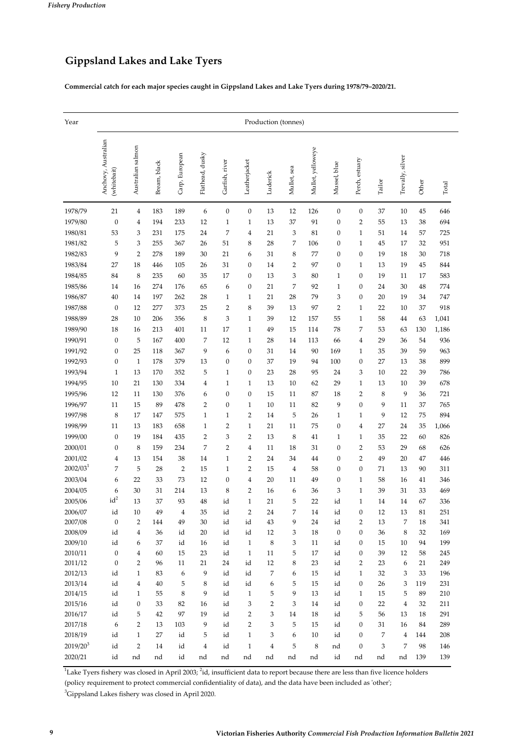## Gippsland Lakes and Lake Tyers

**Commercial catch for each major species caught in Gippsland Lakes and Lake Tyers during 1978/79–2020/21.**

| Year | Production (tonnes) | | | | | | | | | | | | | | | | |
|---|---|---|---|---|---|---|---|---|---|---|---|---|---|---|---|---|---|
| | Anchovy, Australian (whitebait) | Australian salmon | Bream, black | Carp, European | Flathead, dusky | Garfish, river | Leatherjacket | Luderick | Mullet, sea | Mullet, yelloweye | Mussel, blue | Perch, estuary | Tailor | Trevally, silver | Other | Total |
| 1978/79 | 21 | 4 | 183 | 189 | 6 | 0 | 0 | 13 | 12 | 126 | 0 | 0 | 37 | 10 | 45 | 646 |
| 1979/80 | 0 | 4 | 194 | 233 | 12 | 1 | 1 | 13 | 37 | 91 | 0 | 2 | 55 | 13 | 38 | 694 |
| 1980/81 | 53 | 3 | 231 | 175 | 24 | 7 | 4 | 21 | 3 | 81 | 0 | 1 | 51 | 14 | 57 | 725 |
| 1981/82 | 5 | 3 | 255 | 367 | 26 | 51 | 8 | 28 | 7 | 106 | 0 | 1 | 45 | 17 | 32 | 951 |
| 1982/83 | 9 | 2 | 278 | 189 | 30 | 21 | 6 | 31 | 8 | 77 | 0 | 0 | 19 | 18 | 30 | 718 |
| 1983/84 | 27 | 18 | 446 | 105 | 26 | 31 | 0 | 14 | 2 | 97 | 0 | 1 | 13 | 19 | 45 | 844 |
| 1984/85 | 84 | 8 | 235 | 60 | 35 | 17 | 0 | 13 | 3 | 80 | 1 | 0 | 19 | 11 | 17 | 583 |
| 1985/86 | 14 | 16 | 274 | 176 | 65 | 6 | 0 | 21 | 7 | 92 | 1 | 0 | 24 | 30 | 48 | 774 |
| 1986/87 | 40 | 14 | 197 | 262 | 28 | 1 | 1 | 21 | 28 | 79 | 3 | 0 | 20 | 19 | 34 | 747 |
| 1987/88 | 0 | 12 | 277 | 373 | 25 | 2 | 8 | 39 | 13 | 97 | 2 | 1 | 22 | 10 | 37 | 918 |
| 1988/89 | 28 | 10 | 206 | 356 | 8 | 3 | 1 | 39 | 12 | 157 | 55 | 1 | 58 | 44 | 63 | 1,041 |
| 1989/90 | 18 | 16 | 213 | 401 | 11 | 17 | 1 | 49 | 15 | 114 | 78 | 7 | 53 | 63 | 130 | 1,186 |
| 1990/91 | 0 | 5 | 167 | 400 | 7 | 12 | 1 | 28 | 14 | 113 | 66 | 4 | 29 | 36 | 54 | 936 |
| 1991/92 | 0 | 25 | 118 | 367 | 9 | 6 | 0 | 31 | 14 | 90 | 169 | 1 | 35 | 39 | 59 | 963 |
| 1992/93 | 0 | 1 | 178 | 379 | 13 | 0 | 0 | 37 | 19 | 94 | 100 | 0 | 27 | 13 | 38 | 899 |
| 1993/94 | 1 | 13 | 170 | 352 | 5 | 1 | 0 | 23 | 28 | 95 | 24 | 3 | 10 | 22 | 39 | 786 |
| 1994/95 | 10 | 21 | 130 | 334 | 4 | 1 | 1 | 13 | 10 | 62 | 29 | 1 | 13 | 10 | 39 | 678 |
| 1995/96 | 12 | 11 | 130 | 376 | 6 | 0 | 0 | 15 | 11 | 87 | 18 | 2 | 8 | 9 | 36 | 721 |
| 1996/97 | 11 | 15 | 89 | 478 | 2 | 0 | 1 | 10 | 11 | 82 | 9 | 0 | 9 | 11 | 37 | 765 |
| 1997/98 | 8 | 17 | 147 | 575 | 1 | 1 | 2 | 14 | 5 | 26 | 1 | 1 | 9 | 12 | 75 | 894 |
| 1998/99 | 11 | 13 | 183 | 658 | 1 | 2 | 1 | 21 | 11 | 75 | 0 | 4 | 27 | 24 | 35 | 1,066 |
| 1999/00 | 0 | 19 | 184 | 435 | 2 | 3 | 2 | 13 | 8 | 41 | 1 | 1 | 35 | 22 | 60 | 826 |
| 2000/01 | 0 | 8 | 159 | 234 | 7 | 2 | 4 | 11 | 18 | 31 | 0 | 2 | 53 | 29 | 68 | 626 |
| 2001/02 | 4 | 13 | 154 | 38 | 14 | 1 | 2 | 24 | 34 | 44 | 0 | 2 | 49 | 20 | 47 | 446 |
| 2002/03[1] | 7 | 5 | 28 | 2 | 15 | 1 | 2 | 15 | 4 | 58 | 0 | 0 | 71 | 13 | 90 | 311 |
| 2003/04 | 6 | 22 | 33 | 73 | 12 | 0 | 4 | 20 | 11 | 49 | 0 | 1 | 58 | 16 | 41 | 346 |
| 2004/05 | 6 | 30 | 31 | 214 | 13 | 8 | 2 | 16 | 6 | 36 | 3 | 1 | 39 | 31 | 33 | 469 |
| 2005/06 | id[2] | 13 | 37 | 93 | 48 | id | 1 | 21 | 5 | 22 | id | 1 | 14 | 14 | 67 | 336 |
| 2006/07 | id | 10 | 49 | 4 | 35 | id | 2 | 24 | 7 | 14 | id | 0 | 12 | 13 | 81 | 251 |
| 2007/08 | 0 | 2 | 144 | 49 | 30 | id | id | 43 | 9 | 24 | id | 2 | 13 | 7 | 18 | 341 |
| 2008/09 | id | 4 | 36 | id | 20 | id | id | 12 | 3 | 18 | 0 | 0 | 36 | 8 | 32 | 169 |
| 2009/10 | id | 6 | 37 | id | 16 | id | 1 | 8 | 3 | 11 | id | 0 | 15 | 10 | 94 | 199 |
| 2010/11 | 0 | 4 | 60 | 15 | 23 | id | 1 | 11 | 5 | 17 | id | 0 | 39 | 12 | 58 | 245 |
| 2011/12 | 0 | 2 | 96 | 11 | 21 | 24 | id | 12 | 8 | 23 | id | 2 | 23 | 6 | 21 | 249 |
| 2012/13 | id | 1 | 83 | 6 | 9 | id | id | 7 | 6 | 15 | id | 1 | 32 | 3 | 33 | 196 |
| 2013/14 | id | 4 | 40 | 5 | 8 | id | id | 6 | 5 | 15 | id | 0 | 26 | 3 | 119 | 231 |
| 2014/15 | id | 1 | 55 | 8 | 9 | id | 1 | 5 | 9 | 13 | id | 1 | 15 | 5 | 89 | 210 |
| 2015/16 | id | 0 | 33 | 82 | 16 | id | 3 | 2 | 3 | 14 | id | 0 | 22 | 4 | 32 | 211 |
| 2016/17 | id | 5 | 42 | 97 | 19 | id | 2 | 3 | 14 | 18 | id | 5 | 56 | 13 | 18 | 291 |
| 2017/18 | 6 | 2 | 13 | 103 | 9 | id | 2 | 3 | 5 | 15 | id | 0 | 31 | 16 | 84 | 289 |
| 2018/19 | id | 1 | 27 | id | 5 | id | 1 | 3 | 6 | 10 | id | 0 | 7 | 4 | 144 | 208 |
| 2019/20[3] | id | 2 | 14 | id | 4 | id | 1 | 4 | 5 | 8 | nd | 0 | 3 | 7 | 98 | 146 |
| 2020/21 | id | nd | nd | id | nd | nd | nd | nd | nd | nd | id | nd | nd | nd | 139 | 139 |

[1]Lake Tyers fishery was closed in April 2003; [2]id, insufficient data to report because there are less than five licence holders (policy requirement to protect commercial confidentiality of data), and the data have been included as 'other';

[3]Gippsland Lakes fishery was closed in April 2020.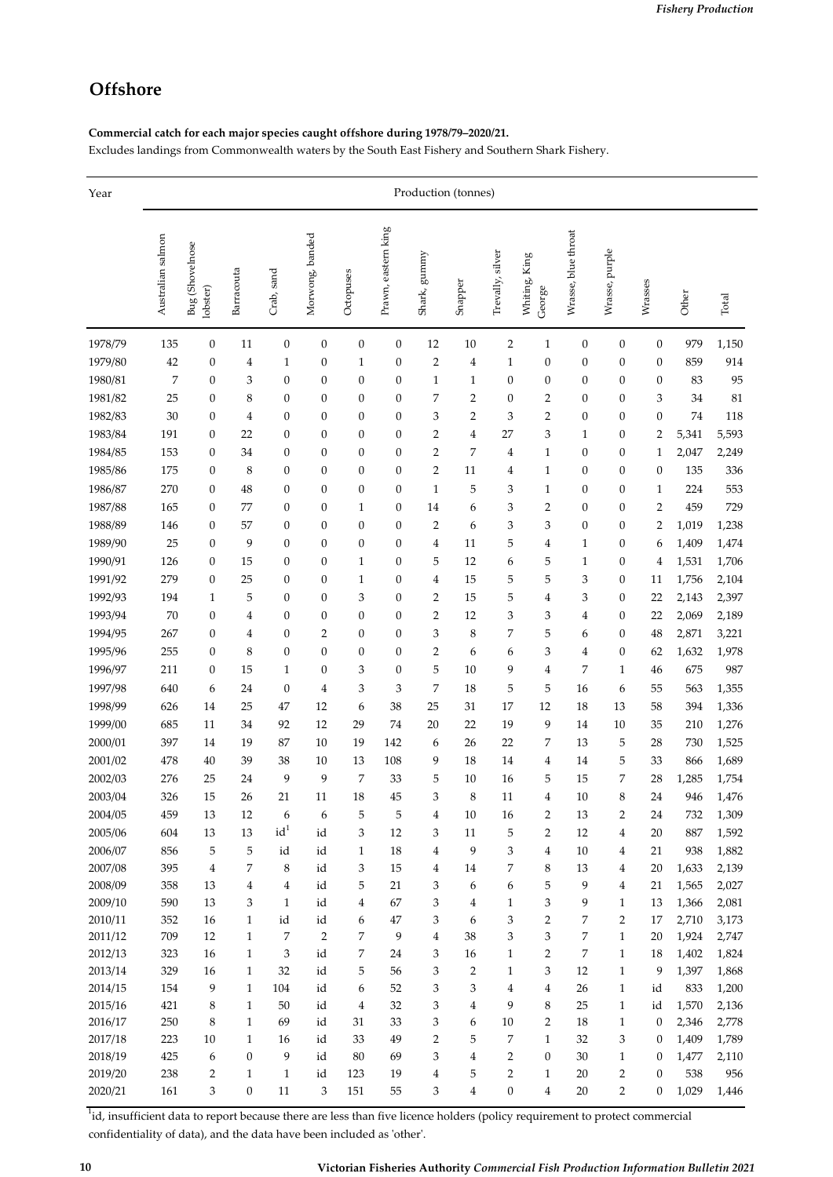# Offshore

**Commercial catch for each major species caught offshore during 1978/79–2020/21.**

Excludes landings from Commonwealth waters by the South East Fishery and Southern Shark Fishery.

| Year | Production (tonnes) | | | | | | | | | | | | | | | |
|---|---|---|---|---|---|---|---|---|---|---|---|---|---|---|---|---|
| | Australian salmon | Bug (Shovelnose lobster) | Barracouta | Crab, sand | Morwong, banded | Octopuses | Prawn, eastern king | Shark, gummy | Snapper | Trevally, silver | Whiting, King George | Wrasse, blue throat | Wrasse, purple | Wrasses | Other | Total |
| 1978/79 | 135 | 0 | 11 | 0 | 0 | 0 | 0 | 12 | 10 | 2 | 1 | 0 | 0 | 0 | 979 | 1,150 |
| 1979/80 | 42 | 0 | 4 | 1 | 0 | 1 | 0 | 2 | 4 | 1 | 0 | 0 | 0 | 0 | 859 | 914 |
| 1980/81 | 7 | 0 | 3 | 0 | 0 | 0 | 0 | 1 | 1 | 0 | 0 | 0 | 0 | 0 | 83 | 95 |
| 1981/82 | 25 | 0 | 8 | 0 | 0 | 0 | 0 | 7 | 2 | 0 | 2 | 0 | 0 | 3 | 34 | 81 |
| 1982/83 | 30 | 0 | 4 | 0 | 0 | 0 | 0 | 3 | 2 | 3 | 2 | 0 | 0 | 0 | 74 | 118 |
| 1983/84 | 191 | 0 | 22 | 0 | 0 | 0 | 0 | 2 | 4 | 27 | 3 | 1 | 0 | 2 | 5,341 | 5,593 |
| 1984/85 | 153 | 0 | 34 | 0 | 0 | 0 | 0 | 2 | 7 | 4 | 1 | 0 | 0 | 1 | 2,047 | 2,249 |
| 1985/86 | 175 | 0 | 8 | 0 | 0 | 0 | 0 | 2 | 11 | 4 | 1 | 0 | 0 | 0 | 135 | 336 |
| 1986/87 | 270 | 0 | 48 | 0 | 0 | 0 | 0 | 1 | 5 | 3 | 1 | 0 | 0 | 1 | 224 | 553 |
| 1987/88 | 165 | 0 | 77 | 0 | 0 | 1 | 0 | 14 | 6 | 3 | 2 | 0 | 0 | 2 | 459 | 729 |
| 1988/89 | 146 | 0 | 57 | 0 | 0 | 0 | 0 | 2 | 6 | 3 | 3 | 0 | 0 | 2 | 1,019 | 1,238 |
| 1989/90 | 25 | 0 | 9 | 0 | 0 | 0 | 0 | 4 | 11 | 5 | 4 | 1 | 0 | 6 | 1,409 | 1,474 |
| 1990/91 | 126 | 0 | 15 | 0 | 0 | 1 | 0 | 5 | 12 | 6 | 5 | 1 | 0 | 4 | 1,531 | 1,706 |
| 1991/92 | 279 | 0 | 25 | 0 | 0 | 1 | 0 | 4 | 15 | 5 | 5 | 3 | 0 | 11 | 1,756 | 2,104 |
| 1992/93 | 194 | 1 | 5 | 0 | 0 | 3 | 0 | 2 | 15 | 5 | 4 | 3 | 0 | 22 | 2,143 | 2,397 |
| 1993/94 | 70 | 0 | 4 | 0 | 0 | 0 | 0 | 2 | 12 | 3 | 3 | 4 | 0 | 22 | 2,069 | 2,189 |
| 1994/95 | 267 | 0 | 4 | 0 | 2 | 0 | 0 | 3 | 8 | 7 | 5 | 6 | 0 | 48 | 2,871 | 3,221 |
| 1995/96 | 255 | 0 | 8 | 0 | 0 | 0 | 0 | 2 | 6 | 6 | 3 | 4 | 0 | 62 | 1,632 | 1,978 |
| 1996/97 | 211 | 0 | 15 | 1 | 0 | 3 | 0 | 5 | 10 | 9 | 4 | 7 | 1 | 46 | 675 | 987 |
| 1997/98 | 640 | 6 | 24 | 0 | 4 | 3 | 3 | 7 | 18 | 5 | 5 | 16 | 6 | 55 | 563 | 1,355 |
| 1998/99 | 626 | 14 | 25 | 47 | 12 | 6 | 38 | 25 | 31 | 17 | 12 | 18 | 13 | 58 | 394 | 1,336 |
| 1999/00 | 685 | 11 | 34 | 92 | 12 | 29 | 74 | 20 | 22 | 19 | 9 | 14 | 10 | 35 | 210 | 1,276 |
| 2000/01 | 397 | 14 | 19 | 87 | 10 | 19 | 142 | 6 | 26 | 22 | 7 | 13 | 5 | 28 | 730 | 1,525 |
| 2001/02 | 478 | 40 | 39 | 38 | 10 | 13 | 108 | 9 | 18 | 14 | 4 | 14 | 5 | 33 | 866 | 1,689 |
| 2002/03 | 276 | 25 | 24 | 9 | 9 | 7 | 33 | 5 | 10 | 16 | 5 | 15 | 7 | 28 | 1,285 | 1,754 |
| 2003/04 | 326 | 15 | 26 | 21 | 11 | 18 | 45 | 3 | 8 | 11 | 4 | 10 | 8 | 24 | 946 | 1,476 |
| 2004/05 | 459 | 13 | 12 | 6 | 6 | 5 | 5 | 4 | 10 | 16 | 2 | 13 | 2 | 24 | 732 | 1,309 |
| 2005/06 | 604 | 13 | 13 | id[1] | id | 3 | 12 | 3 | 11 | 5 | 2 | 12 | 4 | 20 | 887 | 1,592 |
| 2006/07 | 856 | 5 | 5 | id | id | 1 | 18 | 4 | 9 | 3 | 4 | 10 | 4 | 21 | 938 | 1,882 |
| 2007/08 | 395 | 4 | 7 | 8 | id | 3 | 15 | 4 | 14 | 7 | 8 | 13 | 4 | 20 | 1,633 | 2,139 |
| 2008/09 | 358 | 13 | 4 | 4 | id | 5 | 21 | 3 | 6 | 6 | 5 | 9 | 4 | 21 | 1,565 | 2,027 |
| 2009/10 | 590 | 13 | 3 | 1 | id | 4 | 67 | 3 | 4 | 1 | 3 | 9 | 1 | 13 | 1,366 | 2,081 |
| 2010/11 | 352 | 16 | 1 | id | id | 6 | 47 | 3 | 6 | 3 | 2 | 7 | 2 | 17 | 2,710 | 3,173 |
| 2011/12 | 709 | 12 | 1 | 7 | 2 | 7 | 9 | 4 | 38 | 3 | 3 | 7 | 1 | 20 | 1,924 | 2,747 |
| 2012/13 | 323 | 16 | 1 | 3 | id | 7 | 24 | 3 | 16 | 1 | 2 | 7 | 1 | 18 | 1,402 | 1,824 |
| 2013/14 | 329 | 16 | 1 | 32 | id | 5 | 56 | 3 | 2 | 1 | 3 | 12 | 1 | 9 | 1,397 | 1,868 |
| 2014/15 | 154 | 9 | 1 | 104 | id | 6 | 52 | 3 | 3 | 4 | 4 | 26 | 1 | id | 833 | 1,200 |
| 2015/16 | 421 | 8 | 1 | 50 | id | 4 | 32 | 3 | 4 | 9 | 8 | 25 | 1 | id | 1,570 | 2,136 |
| 2016/17 | 250 | 8 | 1 | 69 | id | 31 | 33 | 3 | 6 | 10 | 2 | 18 | 1 | 0 | 2,346 | 2,778 |
| 2017/18 | 223 | 10 | 1 | 16 | id | 33 | 49 | 2 | 5 | 7 | 1 | 32 | 3 | 0 | 1,409 | 1,789 |
| 2018/19 | 425 | 6 | 0 | 9 | id | 80 | 69 | 3 | 4 | 2 | 0 | 30 | 1 | 0 | 1,477 | 2,110 |
| 2019/20 | 238 | 2 | 1 | 1 | id | 123 | 19 | 4 | 5 | 2 | 1 | 20 | 2 | 0 | 538 | 956 |
| 2020/21 | 161 | 3 | 0 | 11 | 3 | 151 | 55 | 3 | 4 | 0 | 4 | 20 | 2 | 0 | 1,029 | 1,446 |

[1] id, insufficient data to report because there are less than five licence holders (policy requirement to protect commercial confidentiality of data), and the data have been included as 'other'.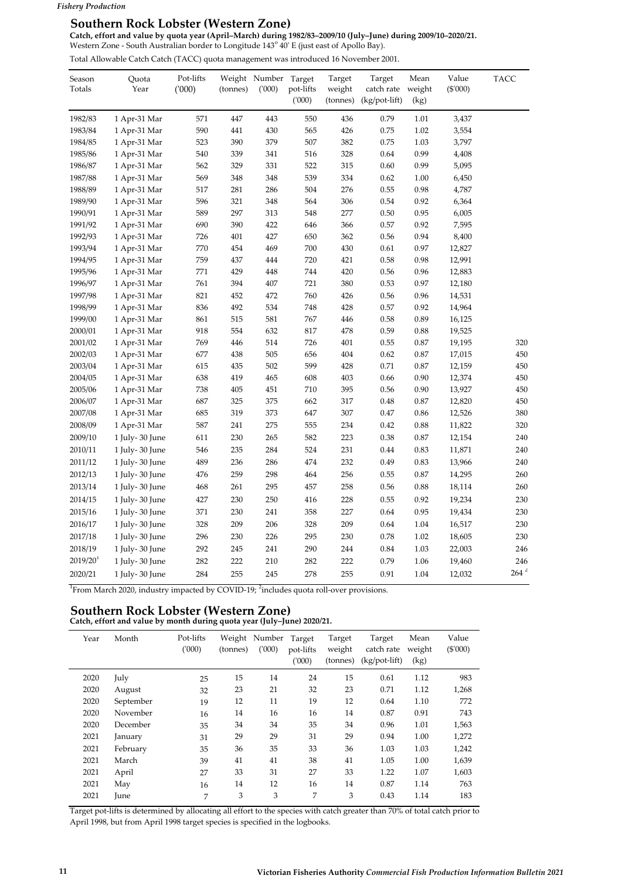## Southern Rock Lobster (Western Zone)

**Catch, effort and value by quota year (April–March) during 1982/83–2009/10 (July–June) during 2009/10–2020/21.**

Western Zone - South Australian border to Longitude 143° 40' E (just east of Apollo Bay).

Total Allowable Catch Catch (TACC) quota management was introduced 16 November 2001.

| Season Totals | Quota Year | Pot-lifts ('000) | Weight (tonnes) | Number ('000) | Target pot-lifts ('000) | Target weight (tonnes) | Target catch rate (kg/pot-lift) | Mean weight (kg) | Value ($'000) | TACC |
|---|---|---|---|---|---|---|---|---|---|---|
| 1982/83 | 1 Apr-31 Mar | 571 | 447 | 443 | 550 | 436 | 0.79 | 1.01 | 3,437 | |
| 1983/84 | 1 Apr-31 Mar | 590 | 441 | 430 | 565 | 426 | 0.75 | 1.02 | 3,554 | |
| 1984/85 | 1 Apr-31 Mar | 523 | 390 | 379 | 507 | 382 | 0.75 | 1.03 | 3,797 | |
| 1985/86 | 1 Apr-31 Mar | 540 | 339 | 341 | 516 | 328 | 0.64 | 0.99 | 4,408 | |
| 1986/87 | 1 Apr-31 Mar | 562 | 329 | 331 | 522 | 315 | 0.60 | 0.99 | 5,095 | |
| 1987/88 | 1 Apr-31 Mar | 569 | 348 | 348 | 539 | 334 | 0.62 | 1.00 | 6,450 | |
| 1988/89 | 1 Apr-31 Mar | 517 | 281 | 286 | 504 | 276 | 0.55 | 0.98 | 4,787 | |
| 1989/90 | 1 Apr-31 Mar | 596 | 321 | 348 | 564 | 306 | 0.54 | 0.92 | 6,364 | |
| 1990/91 | 1 Apr-31 Mar | 589 | 297 | 313 | 548 | 277 | 0.50 | 0.95 | 6,005 | |
| 1991/92 | 1 Apr-31 Mar | 690 | 390 | 422 | 646 | 366 | 0.57 | 0.92 | 7,595 | |
| 1992/93 | 1 Apr-31 Mar | 726 | 401 | 427 | 650 | 362 | 0.56 | 0.94 | 8,400 | |
| 1993/94 | 1 Apr-31 Mar | 770 | 454 | 469 | 700 | 430 | 0.61 | 0.97 | 12,827 | |
| 1994/95 | 1 Apr-31 Mar | 759 | 437 | 444 | 720 | 421 | 0.58 | 0.98 | 12,991 | |
| 1995/96 | 1 Apr-31 Mar | 771 | 429 | 448 | 744 | 420 | 0.56 | 0.96 | 12,883 | |
| 1996/97 | 1 Apr-31 Mar | 761 | 394 | 407 | 721 | 380 | 0.53 | 0.97 | 12,180 | |
| 1997/98 | 1 Apr-31 Mar | 821 | 452 | 472 | 760 | 426 | 0.56 | 0.96 | 14,531 | |
| 1998/99 | 1 Apr-31 Mar | 836 | 492 | 534 | 748 | 428 | 0.57 | 0.92 | 14,964 | |
| 1999/00 | 1 Apr-31 Mar | 861 | 515 | 581 | 767 | 446 | 0.58 | 0.89 | 16,125 | |
| 2000/01 | 1 Apr-31 Mar | 918 | 554 | 632 | 817 | 478 | 0.59 | 0.88 | 19,525 | |
| 2001/02 | 1 Apr-31 Mar | 769 | 446 | 514 | 726 | 401 | 0.55 | 0.87 | 19,195 | 320 |
| 2002/03 | 1 Apr-31 Mar | 677 | 438 | 505 | 656 | 404 | 0.62 | 0.87 | 17,015 | 450 |
| 2003/04 | 1 Apr-31 Mar | 615 | 435 | 502 | 599 | 428 | 0.71 | 0.87 | 12,159 | 450 |
| 2004/05 | 1 Apr-31 Mar | 638 | 419 | 465 | 608 | 403 | 0.66 | 0.90 | 12,374 | 450 |
| 2005/06 | 1 Apr-31 Mar | 738 | 405 | 451 | 710 | 395 | 0.56 | 0.90 | 13,927 | 450 |
| 2006/07 | 1 Apr-31 Mar | 687 | 325 | 375 | 662 | 317 | 0.48 | 0.87 | 12,820 | 450 |
| 2007/08 | 1 Apr-31 Mar | 685 | 319 | 373 | 647 | 307 | 0.47 | 0.86 | 12,526 | 380 |
| 2008/09 | 1 Apr-31 Mar | 587 | 241 | 275 | 555 | 234 | 0.42 | 0.88 | 11,822 | 320 |
| 2009/10 | 1 July- 30 June | 611 | 230 | 265 | 582 | 223 | 0.38 | 0.87 | 12,154 | 240 |
| 2010/11 | 1 July- 30 June | 546 | 235 | 284 | 524 | 231 | 0.44 | 0.83 | 11,871 | 240 |
| 2011/12 | 1 July- 30 June | 489 | 236 | 286 | 474 | 232 | 0.49 | 0.83 | 13,966 | 240 |
| 2012/13 | 1 July- 30 June | 476 | 259 | 298 | 464 | 256 | 0.55 | 0.87 | 14,295 | 260 |
| 2013/14 | 1 July- 30 June | 468 | 261 | 295 | 457 | 258 | 0.56 | 0.88 | 18,114 | 260 |
| 2014/15 | 1 July- 30 June | 427 | 230 | 250 | 416 | 228 | 0.55 | 0.92 | 19,234 | 230 |
| 2015/16 | 1 July- 30 June | 371 | 230 | 241 | 358 | 227 | 0.64 | 0.95 | 19,434 | 230 |
| 2016/17 | 1 July- 30 June | 328 | 209 | 206 | 328 | 209 | 0.64 | 1.04 | 16,517 | 230 |
| 2017/18 | 1 July- 30 June | 296 | 230 | 226 | 295 | 230 | 0.78 | 1.02 | 18,605 | 230 |
| 2018/19 | 1 July- 30 June | 292 | 245 | 241 | 290 | 244 | 0.84 | 1.03 | 22,003 | 246 |
| 2019/20[1] | 1 July- 30 June | 282 | 222 | 210 | 282 | 222 | 0.79 | 1.06 | 19,460 | 246 |
| 2020/21 | 1 July- 30 June | 284 | 255 | 245 | 278 | 255 | 0.91 | 1.04 | 12,032 | 264[2] |

[1]From March 2020, industry impacted by COVID-19; [2]includes quota roll-over provisions.

## Southern Rock Lobster (Western Zone)

**Catch, effort and value by month during quota year (July–June) 2020/21.**

| Year | Month | Pot-lifts ('000) | Weight (tonnes) | Number ('000) | Target pot-lifts ('000) | Target weight (tonnes) | Target catch rate (kg/pot-lift) | Mean weight (kg) | Value ($'000) |
|---|---|---|---|---|---|---|---|---|---|
| 2020 | July | 25 | 15 | 14 | 24 | 15 | 0.61 | 1.12 | 983 |
| 2020 | August | 32 | 23 | 21 | 32 | 23 | 0.71 | 1.12 | 1,268 |
| 2020 | September | 19 | 12 | 11 | 19 | 12 | 0.64 | 1.10 | 772 |
| 2020 | November | 16 | 14 | 16 | 16 | 14 | 0.87 | 0.91 | 743 |
| 2020 | December | 35 | 34 | 34 | 35 | 34 | 0.96 | 1.01 | 1,563 |
| 2021 | January | 31 | 29 | 29 | 31 | 29 | 0.94 | 1.00 | 1,272 |
| 2021 | February | 35 | 36 | 35 | 33 | 36 | 1.03 | 1.03 | 1,242 |
| 2021 | March | 39 | 41 | 41 | 38 | 41 | 1.05 | 1.00 | 1,639 |
| 2021 | April | 27 | 33 | 31 | 27 | 33 | 1.22 | 1.07 | 1,603 |
| 2021 | May | 16 | 14 | 12 | 16 | 14 | 0.87 | 1.14 | 763 |
| 2021 | June | 7 | 3 | 3 | 7 | 3 | 0.43 | 1.14 | 183 |

Target pot-lifts is determined by allocating all effort to the species with catch greater than 70% of total catch prior to April 1998, but from April 1998 target species is specified in the logbooks.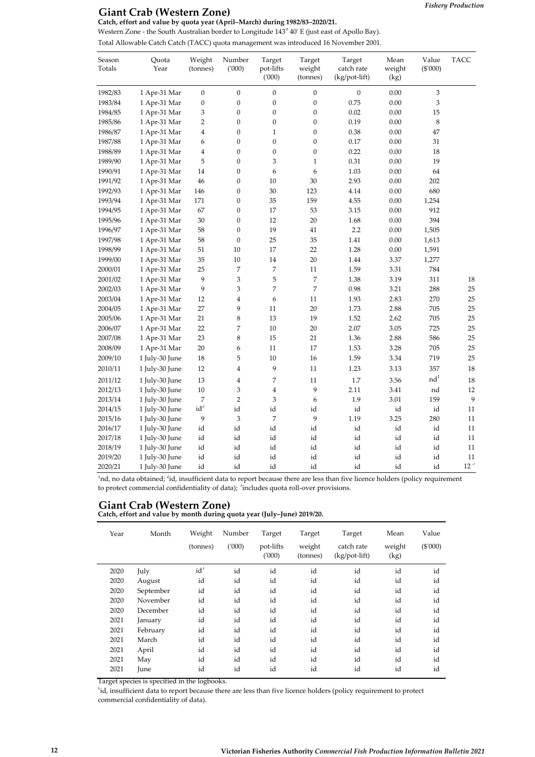## Giant Crab (Western Zone)

**Catch, effort and value by quota year (April–March) during 1982/83–2020/21.**

Western Zone - the South Australian border to Longitude 143° 40' E (just east of Apollo Bay).

Total Allowable Catch Catch (TACC) quota management was introduced 16 November 2001.

| Season Totals | Quota Year | Weight (tonnes) | Number ('000) | Target pot-lifts ('000) | Target weight (tonnes) | Target catch rate (kg/pot-lift) | Mean weight (kg) | Value ($'000) | TACC |
|---|---|---|---|---|---|---|---|---|---|
| 1982/83 | 1 Apr-31 Mar | 0 | 0 | 0 | 0 | 0 | 0.00 | 3 | |
| 1983/84 | 1 Apr-31 Mar | 0 | 0 | 0 | 0 | 0.75 | 0.00 | 3 | |
| 1984/85 | 1 Apr-31 Mar | 3 | 0 | 0 | 0 | 0.02 | 0.00 | 15 | |
| 1985/86 | 1 Apr-31 Mar | 2 | 0 | 0 | 0 | 0.19 | 0.00 | 8 | |
| 1986/87 | 1 Apr-31 Mar | 4 | 0 | 1 | 0 | 0.38 | 0.00 | 47 | |
| 1987/88 | 1 Apr-31 Mar | 6 | 0 | 0 | 0 | 0.17 | 0.00 | 31 | |
| 1988/89 | 1 Apr-31 Mar | 4 | 0 | 0 | 0 | 0.22 | 0.00 | 18 | |
| 1989/90 | 1 Apr-31 Mar | 5 | 0 | 3 | 1 | 0.31 | 0.00 | 19 | |
| 1990/91 | 1 Apr-31 Mar | 14 | 0 | 6 | 6 | 1.03 | 0.00 | 64 | |
| 1991/92 | 1 Apr-31 Mar | 46 | 0 | 10 | 30 | 2.93 | 0.00 | 202 | |
| 1992/93 | 1 Apr-31 Mar | 146 | 0 | 30 | 123 | 4.14 | 0.00 | 680 | |
| 1993/94 | 1 Apr-31 Mar | 171 | 0 | 35 | 159 | 4.55 | 0.00 | 1,254 | |
| 1994/95 | 1 Apr-31 Mar | 67 | 0 | 17 | 53 | 3.15 | 0.00 | 912 | |
| 1995/96 | 1 Apr-31 Mar | 30 | 0 | 12 | 20 | 1.68 | 0.00 | 394 | |
| 1996/97 | 1 Apr-31 Mar | 58 | 0 | 19 | 41 | 2.2 | 0.00 | 1,505 | |
| 1997/98 | 1 Apr-31 Mar | 58 | 0 | 25 | 35 | 1.41 | 0.00 | 1,613 | |
| 1998/99 | 1 Apr-31 Mar | 51 | 10 | 17 | 22 | 1.28 | 0.00 | 1,591 | |
| 1999/00 | 1 Apr-31 Mar | 35 | 10 | 14 | 20 | 1.44 | 3.37 | 1,277 | |
| 2000/01 | 1 Apr-31 Mar | 25 | 7 | 7 | 11 | 1.59 | 3.31 | 784 | |
| 2001/02 | 1 Apr-31 Mar | 9 | 3 | 5 | 7 | 1.38 | 3.19 | 311 | 18 |
| 2002/03 | 1 Apr-31 Mar | 9 | 3 | 7 | 7 | 0.98 | 3.21 | 288 | 25 |
| 2003/04 | 1 Apr-31 Mar | 12 | 4 | 6 | 11 | 1.93 | 2.83 | 270 | 25 |
| 2004/05 | 1 Apr-31 Mar | 27 | 9 | 11 | 20 | 1.73 | 2.88 | 705 | 25 |
| 2005/06 | 1 Apr-31 Mar | 21 | 8 | 13 | 19 | 1.52 | 2.62 | 705 | 25 |
| 2006/07 | 1 Apr-31 Mar | 22 | 7 | 10 | 20 | 2.07 | 3.05 | 725 | 25 |
| 2007/08 | 1 Apr-31 Mar | 23 | 8 | 15 | 21 | 1.36 | 2.88 | 586 | 25 |
| 2008/09 | 1 Apr-31 Mar | 20 | 6 | 11 | 17 | 1.53 | 3.28 | 705 | 25 |
| 2009/10 | 1 July-30 June | 18 | 5 | 10 | 16 | 1.59 | 3.34 | 719 | 25 |
| 2010/11 | 1 July-30 June | 12 | 4 | 9 | 11 | 1.23 | 3.13 | 357 | 18 |
| 2011/12 | 1 July-30 June | 13 | 4 | 7 | 11 | 1.7 | 3.56 | nd[1] | 18 |
| 2012/13 | 1 July-30 June | 10 | 3 | 4 | 9 | 2.11 | 3.41 | nd | 12 |
| 2013/14 | 1 July-30 June | 7 | 2 | 3 | 6 | 1.9 | 3.01 | 159 | 9 |
| 2014/15 | 1 July-30 June | id[2] | id | id | id | id | id | id | 11 |
| 2015/16 | 1 July-30 June | 9 | 3 | 7 | 9 | 1.19 | 3.25 | 280 | 11 |
| 2016/17 | 1 July-30 June | id | id | id | id | id | id | id | 11 |
| 2017/18 | 1 July-30 June | id | id | id | id | id | id | id | 11 |
| 2018/19 | 1 July-30 June | id | id | id | id | id | id | id | 11 |
| 2019/20 | 1 July-30 June | id | id | id | id | id | id | id | 11 |
| 2020/21 | 1 July-30 June | id | id | id | id | id | id | id | 12[3] |

[1]nd, no data obtained; [2]id, insufficient data to report because there are less than five licence holders (policy requirement to protect commercial confidentiality of data); [3]includes quota roll-over provisions.

## Giant Crab (Western Zone)

**Catch, effort and value by month during quota year (July–June) 2019/20.**

| Year | Month | Weight (tonnes) | Number ('000) | Target pot-lifts ('000) | Target weight (tonnes) | Target catch rate (kg/pot-lift) | Mean weight (kg) | Value ($'000) |
|---|---|---|---|---|---|---|---|---|
| 2020 | July | id[1] | id | id | id | id | id | id |
| 2020 | August | id | id | id | id | id | id | id |
| 2020 | September | id | id | id | id | id | id | id |
| 2020 | November | id | id | id | id | id | id | id |
| 2020 | December | id | id | id | id | id | id | id |
| 2021 | January | id | id | id | id | id | id | id |
| 2021 | February | id | id | id | id | id | id | id |
| 2021 | March | id | id | id | id | id | id | id |
| 2021 | April | id | id | id | id | id | id | id |
| 2021 | May | id | id | id | id | id | id | id |
| 2021 | June | id | id | id | id | id | id | id |

Target species is specified in the logbooks.

[1]id, insufficient data to report because there are less than five licence holders (policy requirement to protect commercial confidentiality of data).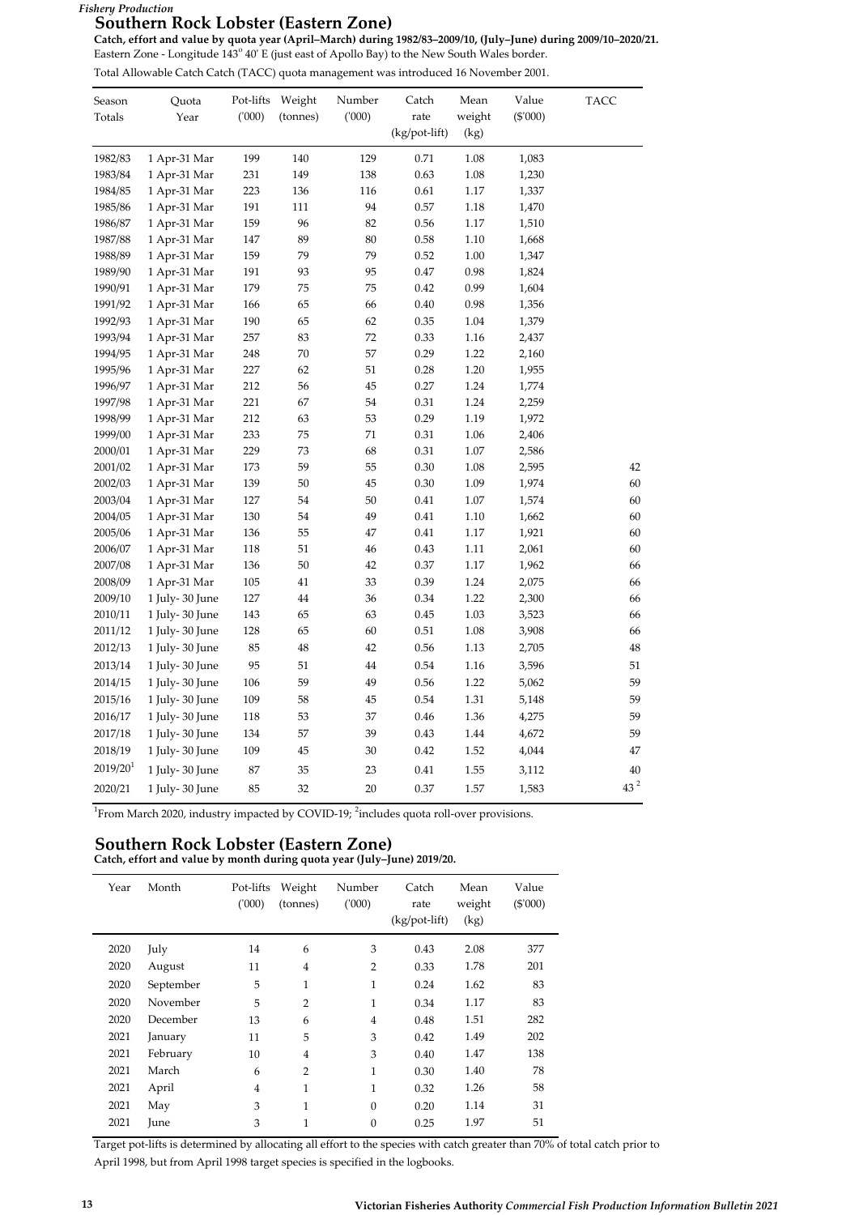*Fishery Production*

# Southern Rock Lobster (Eastern Zone)

**Catch, effort and value by quota year (April–March) during 1982/83–2009/10, (July–June) during 2009/10–2020/21.**

Eastern Zone - Longitude 143° 40' E (just east of Apollo Bay) to the New South Wales border.

Total Allowable Catch Catch (TACC) quota management was introduced 16 November 2001.

| Season Totals | Quota Year | Pot-lifts ('000) | Weight (tonnes) | Number ('000) | Catch rate (kg/pot-lift) | Mean weight (kg) | Value ($'000) | TACC |
|---|---|---|---|---|---|---|---|---|
| 1982/83 | 1 Apr-31 Mar | 199 | 140 | 129 | 0.71 | 1.08 | 1,083 | |
| 1983/84 | 1 Apr-31 Mar | 231 | 149 | 138 | 0.63 | 1.08 | 1,230 | |
| 1984/85 | 1 Apr-31 Mar | 223 | 136 | 116 | 0.61 | 1.17 | 1,337 | |
| 1985/86 | 1 Apr-31 Mar | 191 | 111 | 94 | 0.57 | 1.18 | 1,470 | |
| 1986/87 | 1 Apr-31 Mar | 159 | 96 | 82 | 0.56 | 1.17 | 1,510 | |
| 1987/88 | 1 Apr-31 Mar | 147 | 89 | 80 | 0.58 | 1.10 | 1,668 | |
| 1988/89 | 1 Apr-31 Mar | 159 | 79 | 79 | 0.52 | 1.00 | 1,347 | |
| 1989/90 | 1 Apr-31 Mar | 191 | 93 | 95 | 0.47 | 0.98 | 1,824 | |
| 1990/91 | 1 Apr-31 Mar | 179 | 75 | 75 | 0.42 | 0.99 | 1,604 | |
| 1991/92 | 1 Apr-31 Mar | 166 | 65 | 66 | 0.40 | 0.98 | 1,356 | |
| 1992/93 | 1 Apr-31 Mar | 190 | 65 | 62 | 0.35 | 1.04 | 1,379 | |
| 1993/94 | 1 Apr-31 Mar | 257 | 83 | 72 | 0.33 | 1.16 | 2,437 | |
| 1994/95 | 1 Apr-31 Mar | 248 | 70 | 57 | 0.29 | 1.22 | 2,160 | |
| 1995/96 | 1 Apr-31 Mar | 227 | 62 | 51 | 0.28 | 1.20 | 1,955 | |
| 1996/97 | 1 Apr-31 Mar | 212 | 56 | 45 | 0.27 | 1.24 | 1,774 | |
| 1997/98 | 1 Apr-31 Mar | 221 | 67 | 54 | 0.31 | 1.24 | 2,259 | |
| 1998/99 | 1 Apr-31 Mar | 212 | 63 | 53 | 0.29 | 1.19 | 1,972 | |
| 1999/00 | 1 Apr-31 Mar | 233 | 75 | 71 | 0.31 | 1.06 | 2,406 | |
| 2000/01 | 1 Apr-31 Mar | 229 | 73 | 68 | 0.31 | 1.07 | 2,586 | |
| 2001/02 | 1 Apr-31 Mar | 173 | 59 | 55 | 0.30 | 1.08 | 2,595 | 42 |
| 2002/03 | 1 Apr-31 Mar | 139 | 50 | 45 | 0.30 | 1.09 | 1,974 | 60 |
| 2003/04 | 1 Apr-31 Mar | 127 | 54 | 50 | 0.41 | 1.07 | 1,574 | 60 |
| 2004/05 | 1 Apr-31 Mar | 130 | 54 | 49 | 0.41 | 1.10 | 1,662 | 60 |
| 2005/06 | 1 Apr-31 Mar | 136 | 55 | 47 | 0.41 | 1.17 | 1,921 | 60 |
| 2006/07 | 1 Apr-31 Mar | 118 | 51 | 46 | 0.43 | 1.11 | 2,061 | 60 |
| 2007/08 | 1 Apr-31 Mar | 136 | 50 | 42 | 0.37 | 1.17 | 1,962 | 66 |
| 2008/09 | 1 Apr-31 Mar | 105 | 41 | 33 | 0.39 | 1.24 | 2,075 | 66 |
| 2009/10 | 1 July- 30 June | 127 | 44 | 36 | 0.34 | 1.22 | 2,300 | 66 |
| 2010/11 | 1 July- 30 June | 143 | 65 | 63 | 0.45 | 1.03 | 3,523 | 66 |
| 2011/12 | 1 July- 30 June | 128 | 65 | 60 | 0.51 | 1.08 | 3,908 | 66 |
| 2012/13 | 1 July- 30 June | 85 | 48 | 42 | 0.56 | 1.13 | 2,705 | 48 |
| 2013/14 | 1 July- 30 June | 95 | 51 | 44 | 0.54 | 1.16 | 3,596 | 51 |
| 2014/15 | 1 July- 30 June | 106 | 59 | 49 | 0.56 | 1.22 | 5,062 | 59 |
| 2015/16 | 1 July- 30 June | 109 | 58 | 45 | 0.54 | 1.31 | 5,148 | 59 |
| 2016/17 | 1 July- 30 June | 118 | 53 | 37 | 0.46 | 1.36 | 4,275 | 59 |
| 2017/18 | 1 July- 30 June | 134 | 57 | 39 | 0.43 | 1.44 | 4,672 | 59 |
| 2018/19 | 1 July- 30 June | 109 | 45 | 30 | 0.42 | 1.52 | 4,044 | 47 |
| 2019/20[1] | 1 July- 30 June | 87 | 35 | 23 | 0.41 | 1.55 | 3,112 | 40 |
| 2020/21 | 1 July- 30 June | 85 | 32 | 20 | 0.37 | 1.57 | 1,583 | 43[2] |

[1]From March 2020, industry impacted by COVID-19; [2]includes quota roll-over provisions.

# Southern Rock Lobster (Eastern Zone)

**Catch, effort and value by month during quota year (July–June) 2019/20.**

| Year | Month | Pot-lifts ('000) | Weight (tonnes) | Number ('000) | Catch rate (kg/pot-lift) | Mean weight (kg) | Value ($'000) |
|---|---|---|---|---|---|---|---|
| 2020 | July | 14 | 6 | 3 | 0.43 | 2.08 | 377 |
| 2020 | August | 11 | 4 | 2 | 0.33 | 1.78 | 201 |
| 2020 | September | 5 | 1 | 1 | 0.24 | 1.62 | 83 |
| 2020 | November | 5 | 2 | 1 | 0.34 | 1.17 | 83 |
| 2020 | December | 13 | 6 | 4 | 0.48 | 1.51 | 282 |
| 2021 | January | 11 | 5 | 3 | 0.42 | 1.49 | 202 |
| 2021 | February | 10 | 4 | 3 | 0.40 | 1.47 | 138 |
| 2021 | March | 6 | 2 | 1 | 0.30 | 1.40 | 78 |
| 2021 | April | 4 | 1 | 1 | 0.32 | 1.26 | 58 |
| 2021 | May | 3 | 1 | 0 | 0.20 | 1.14 | 31 |
| 2021 | June | 3 | 1 | 0 | 0.25 | 1.97 | 51 |

Target pot-lifts is determined by allocating all effort to the species with catch greater than 70% of total catch prior to April 1998, but from April 1998 target species is specified in the logbooks.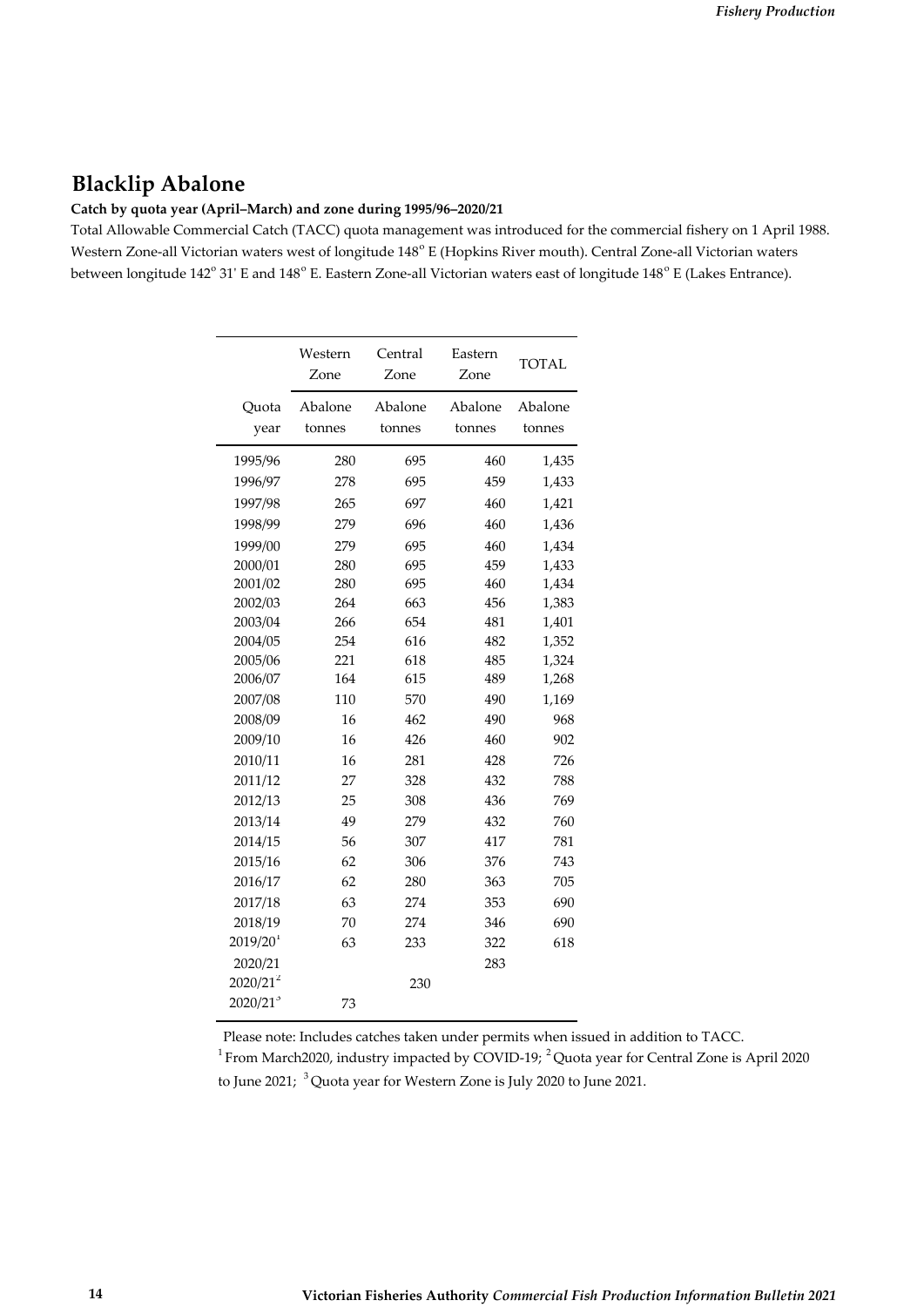# Blacklip Abalone

**Catch by quota year (April–March) and zone during 1995/96–2020/21**

Total Allowable Commercial Catch (TACC) quota management was introduced for the commercial fishery on 1 April 1988. Western Zone-all Victorian waters west of longitude 148° E (Hopkins River mouth). Central Zone-all Victorian waters between longitude 142° 31' E and 148° E. Eastern Zone-all Victorian waters east of longitude 148° E (Lakes Entrance).

| | Western Zone | Central Zone | Eastern Zone | TOTAL |
|---|---|---|---|---|
| Quota year | Abalone tonnes | Abalone tonnes | Abalone tonnes | Abalone tonnes |
| 1995/96 | 280 | 695 | 460 | 1,435 |
| 1996/97 | 278 | 695 | 459 | 1,433 |
| 1997/98 | 265 | 697 | 460 | 1,421 |
| 1998/99 | 279 | 696 | 460 | 1,436 |
| 1999/00 | 279 | 695 | 460 | 1,434 |
| 2000/01 | 280 | 695 | 459 | 1,433 |
| 2001/02 | 280 | 695 | 460 | 1,434 |
| 2002/03 | 264 | 663 | 456 | 1,383 |
| 2003/04 | 266 | 654 | 481 | 1,401 |
| 2004/05 | 254 | 616 | 482 | 1,352 |
| 2005/06 | 221 | 618 | 485 | 1,324 |
| 2006/07 | 164 | 615 | 489 | 1,268 |
| 2007/08 | 110 | 570 | 490 | 1,169 |
| 2008/09 | 16 | 462 | 490 | 968 |
| 2009/10 | 16 | 426 | 460 | 902 |
| 2010/11 | 16 | 281 | 428 | 726 |
| 2011/12 | 27 | 328 | 432 | 788 |
| 2012/13 | 25 | 308 | 436 | 769 |
| 2013/14 | 49 | 279 | 432 | 760 |
| 2014/15 | 56 | 307 | 417 | 781 |
| 2015/16 | 62 | 306 | 376 | 743 |
| 2016/17 | 62 | 280 | 363 | 705 |
| 2017/18 | 63 | 274 | 353 | 690 |
| 2018/19 | 70 | 274 | 346 | 690 |
| 2019/20[1] | 63 | 233 | 322 | 618 |
| 2020/21 | | | 283 | |
| 2020/21[2] | | 230 | | |
| 2020/21[3] | 73 | | | |

Please note: Includes catches taken under permits when issued in addition to TACC.
[1] From March2020, industry impacted by COVID-19; [2] Quota year for Central Zone is April 2020 to June 2021; [3] Quota year for Western Zone is July 2020 to June 2021.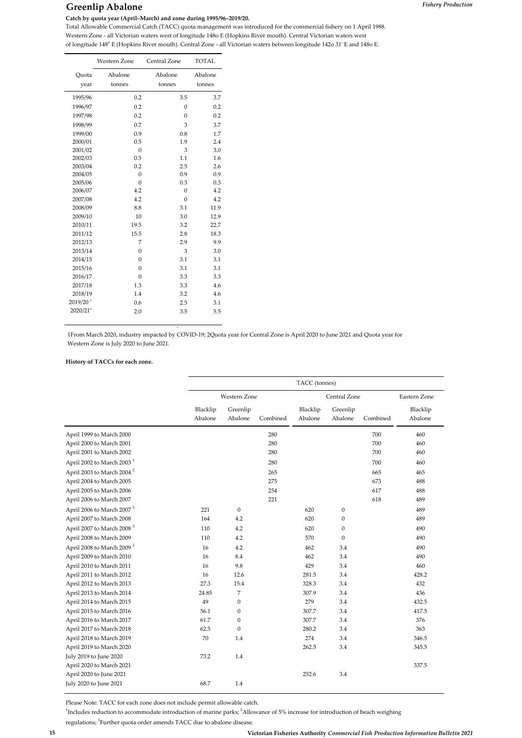# Greenlip Abalone

**Catch by quota year (April–March) and zone during 1995/96–2019/20.**

Total Allowable Commercial Catch (TACC) quota management was introduced for the commercial fishery on 1 April 1988.
Western Zone - all Victorian waters west of longitude 148o E (Hopkins River mouth). Central Victorian waters west of longitude 148° E (Hopkins River mouth). Central Zone - all Victorian waters between longitude 142o 31' E and 148o E.

| | Western Zone | Central Zone | TOTAL |
|---|---|---|---|
| Quota year | Abalone tonnes | Abalone tonnes | Abalone tonnes |
| 1995/96 | 0.2 | 3.5 | 3.7 |
| 1996/97 | 0.2 | 0 | 0.2 |
| 1997/98 | 0.2 | 0 | 0.2 |
| 1998/99 | 0.7 | 3 | 3.7 |
| 1999/00 | 0.9 | 0.8 | 1.7 |
| 2000/01 | 0.5 | 1.9 | 2.4 |
| 2001/02 | 0 | 3 | 3.0 |
| 2002/03 | 0.5 | 1.1 | 1.6 |
| 2003/04 | 0.2 | 2.5 | 2.6 |
| 2004/05 | 0 | 0.9 | 0.9 |
| 2005/06 | 0 | 0.3 | 0.3 |
| 2006/07 | 4.2 | 0 | 4.2 |
| 2007/08 | 4.2 | 0 | 4.2 |
| 2008/09 | 8.8 | 3.1 | 11.9 |
| 2009/10 | 10 | 3.0 | 12.9 |
| 2010/11 | 19.5 | 3.2 | 22.7 |
| 2011/12 | 15.5 | 2.8 | 18.3 |
| 2012/13 | 7 | 2.9 | 9.9 |
| 2013/14 | 0 | 3 | 3.0 |
| 2014/15 | 0 | 3.1 | 3.1 |
| 2015/16 | 0 | 3.1 | 3.1 |
| 2016/17 | 0 | 3.3 | 3.3 |
| 2017/18 | 1.3 | 3.3 | 4.6 |
| 2018/19 | 1.4 | 3.2 | 4.6 |
| 2019/20 [1] | 0.6 | 2.5 | 3.1 |
| 2020/21 [2] | 2.0 | 3.5 | 5.5 |

1From March 2020, industry impacted by COVID-19; 2Quota year for Central Zone is April 2020 to June 2021 and Quota year for Western Zone is July 2020 to June 2021.

**History of TACCs for each zone.**

| | TACC (tonnes) | | | | | | |
|---|---|---|---|---|---|---|---|
| | Western Zone | | | Central Zone | | | Eastern Zone |
| | Blacklip Abalone | Greenlip Abalone | Combined | Blacklip Abalone | Greenlip Abalone | Combined | Blacklip Abalone |
| April 1999 to March 2000 | | | 280 | | | 700 | 460 |
| April 2000 to March 2001 | | | 280 | | | 700 | 460 |
| April 2001 to March 2002 | | | 280 | | | 700 | 460 |
| April 2002 to March 2003 [1] | | | 280 | | | 700 | 460 |
| April 2003 to March 2004 [2] | | | 265 | | | 665 | 465 |
| April 2004 to March 2005 | | | 275 | | | 673 | 488 |
| April 2005 to March 2006 | | | 254 | | | 617 | 488 |
| April 2006 to March 2007 | | | 221 | | | 618 | 489 |
| April 2006 to March 2007 [3] | 221 | 0 | | 620 | 0 | | 489 |
| April 2007 to March 2008 | 164 | 4.2 | | 620 | 0 | | 489 |
| April 2007 to March 2008 [3] | 110 | 4.2 | | 620 | 0 | | 490 |
| April 2008 to March 2009 | 110 | 4.2 | | 570 | 0 | | 490 |
| April 2008 to March 2009 [3] | 16 | 4.2 | | 462 | 3.4 | | 490 |
| April 2009 to March 2010 | 16 | 8.4 | | 462 | 3.4 | | 490 |
| April 2010 to March 2011 | 16 | 9.8 | | 429 | 3.4 | | 460 |
| April 2011 to March 2012 | 16 | 12.6 | | 281.5 | 3.4 | | 428.2 |
| April 2012 to March 2013 | 27.3 | 15.4 | | 328.3 | 3.4 | | 432 |
| April 2013 to March 2014 | 24.85 | 7 | | 307.9 | 3.4 | | 436 |
| April 2014 to March 2015 | 49 | 0 | | 279 | 3.4 | | 432.5 |
| April 2015 to March 2016 | 56.1 | 0 | | 307.7 | 3.4 | | 417.5 |
| April 2016 to March 2017 | 61.7 | 0 | | 307.7 | 3.4 | | 376 |
| April 2017 to March 2018 | 62.5 | 0 | | 280.2 | 3.4 | | 363 |
| April 2018 to March 2019 | 70 | 1.4 | | 274 | 3.4 | | 346.5 |
| April 2019 to March 2020 | | | | 262.5 | 3.4 | | 345.5 |
| July 2019 to June 2020 | 73.2 | 1.4 | | | | | |
| April 2020 to March 2021 | | | | | | | 337.5 |
| April 2020 to June 2021 | | | | 252.6 | 3.4 | | |
| July 2020 to June 2021 | 68.7 | 1.4 | | | | | |

Please Note: TACC for each zone does not include permit allowable catch.
[1]Includes reduction to accommodate introduction of marine parks; [2]Allowance of 5% increase for introduction of beach weighing regulations; [3]Further quota order amends TACC due to abalone disease.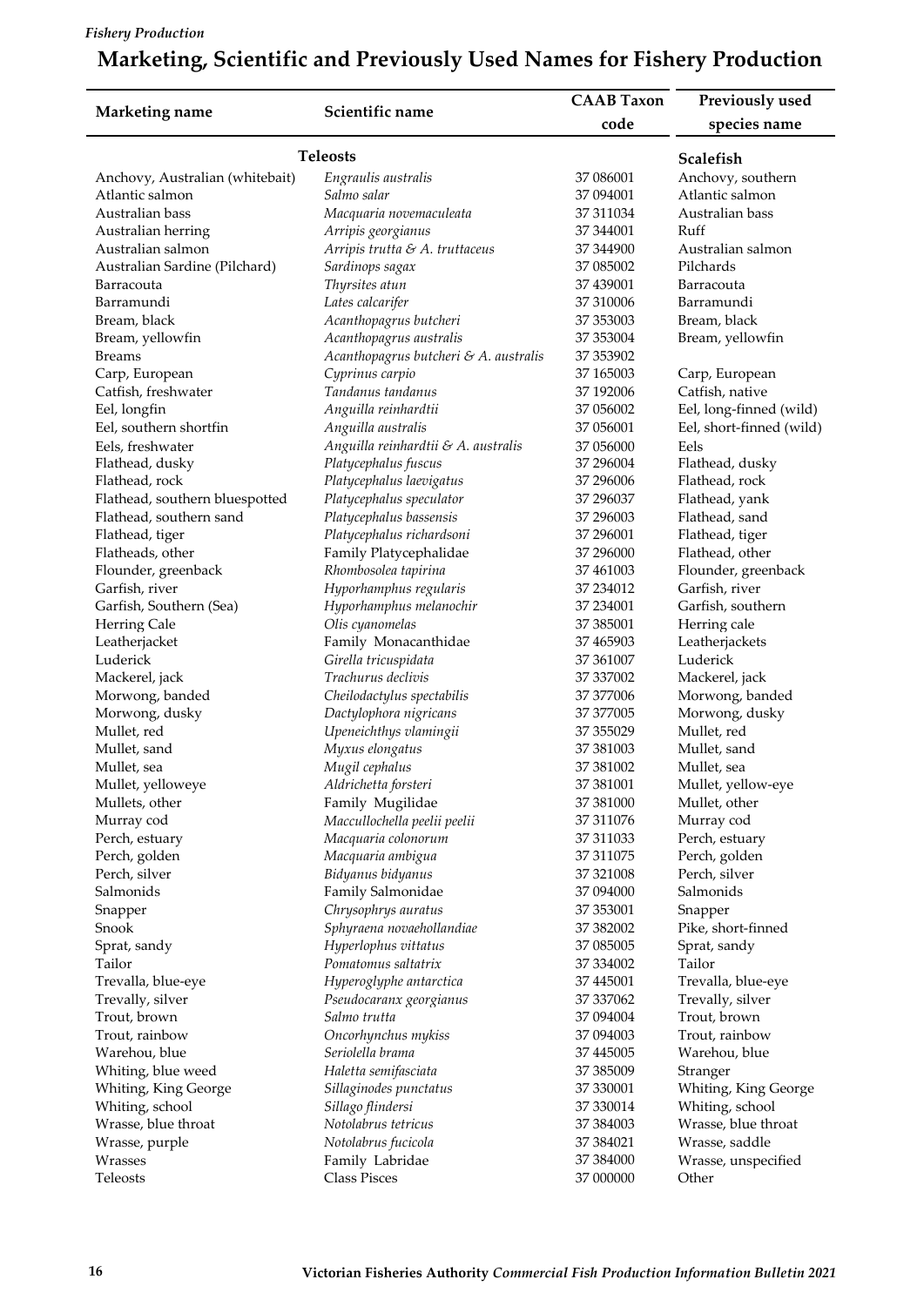## Marketing, Scientific and Previously Used Names for Fishery Production

| Marketing name | Scientific name | CAAB Taxon code | Previously used species name |
|---|---|---|---|
| **Teleosts** | | | **Scalefish** |
| Anchovy, Australian (whitebait) | *Engraulis australis* | 37 086001 | Anchovy, southern |
| Atlantic salmon | *Salmo salar* | 37 094001 | Atlantic salmon |
| Australian bass | *Macquaria novemaculeata* | 37 311034 | Australian bass |
| Australian herring | *Arripis georgianus* | 37 344001 | Ruff |
| Australian salmon | *Arripis trutta & A. truttaceus* | 37 344900 | Australian salmon |
| Australian Sardine (Pilchard) | *Sardinops sagax* | 37 085002 | Pilchards |
| Barracouta | *Thyrsites atun* | 37 439001 | Barracouta |
| Barramundi | *Lates calcarifer* | 37 310006 | Barramundi |
| Bream, black | *Acanthopagrus butcheri* | 37 353003 | Bream, black |
| Bream, yellowfin | *Acanthopagrus australis* | 37 353004 | Bream, yellowfin |
| Breams | *Acanthopagrus butcheri & A. australis* | 37 353902 | |
| Carp, European | *Cyprinus carpio* | 37 165003 | Carp, European |
| Catfish, freshwater | *Tandanus tandanus* | 37 192006 | Catfish, native |
| Eel, longfin | *Anguilla reinhardtii* | 37 056002 | Eel, long-finned (wild) |
| Eel, southern shortfin | *Anguilla australis* | 37 056001 | Eel, short-finned (wild) |
| Eels, freshwater | *Anguilla reinhardtii & A. australis* | 37 056000 | Eels |
| Flathead, dusky | *Platycephalus fuscus* | 37 296004 | Flathead, dusky |
| Flathead, rock | *Platycephalus laevigatus* | 37 296006 | Flathead, rock |
| Flathead, southern bluespotted | *Platycephalus speculator* | 37 296037 | Flathead, yank |
| Flathead, southern sand | *Platycephalus bassensis* | 37 296003 | Flathead, sand |
| Flathead, tiger | *Platycephalus richardsoni* | 37 296001 | Flathead, tiger |
| Flatheads, other | Family Platycephalidae | 37 296000 | Flathead, other |
| Flounder, greenback | *Rhombosolea tapirina* | 37 461003 | Flounder, greenback |
| Garfish, river | *Hyporhamphus regularis* | 37 234012 | Garfish, river |
| Garfish, Southern (Sea) | *Hyporhamphus melanochir* | 37 234001 | Garfish, southern |
| Herring Cale | *Olis cyanomelas* | 37 385001 | Herring cale |
| Leatherjacket | Family Monacanthidae | 37 465903 | Leatherjackets |
| Luderick | *Girella tricuspidata* | 37 361007 | Luderick |
| Mackerel, jack | *Trachurus declivis* | 37 337002 | Mackerel, jack |
| Morwong, banded | *Cheilodactylus spectabilis* | 37 377006 | Morwong, banded |
| Morwong, dusky | *Dactylophora nigricans* | 37 377005 | Morwong, dusky |
| Mullet, red | *Upeneichthys vlamingii* | 37 355029 | Mullet, red |
| Mullet, sand | *Myxus elongatus* | 37 381003 | Mullet, sand |
| Mullet, sea | *Mugil cephalus* | 37 381002 | Mullet, sea |
| Mullet, yelloweye | *Aldrichetta forsteri* | 37 381001 | Mullet, yellow-eye |
| Mullets, other | Family Mugilidae | 37 381000 | Mullet, other |
| Murray cod | *Maccullochella peelii peelii* | 37 311076 | Murray cod |
| Perch, estuary | *Macquaria colonorum* | 37 311033 | Perch, estuary |
| Perch, golden | *Macquaria ambigua* | 37 311075 | Perch, golden |
| Perch, silver | *Bidyanus bidyanus* | 37 321008 | Perch, silver |
| Salmonids | Family Salmonidae | 37 094000 | Salmonids |
| Snapper | *Chrysophrys auratus* | 37 353001 | Snapper |
| Snook | *Sphyraena novaehollandiae* | 37 382002 | Pike, short-finned |
| Sprat, sandy | *Hyperlophus vittatus* | 37 085005 | Sprat, sandy |
| Tailor | *Pomatomus saltatrix* | 37 334002 | Tailor |
| Trevalla, blue-eye | *Hyperoglyphe antarctica* | 37 445001 | Trevalla, blue-eye |
| Trevally, silver | *Pseudocaranx georgianus* | 37 337062 | Trevally, silver |
| Trout, brown | *Salmo trutta* | 37 094004 | Trout, brown |
| Trout, rainbow | *Oncorhynchus mykiss* | 37 094003 | Trout, rainbow |
| Warehou, blue | *Seriolella brama* | 37 445005 | Warehou, blue |
| Whiting, blue weed | *Haletta semifasciata* | 37 385009 | Stranger |
| Whiting, King George | *Sillaginodes punctatus* | 37 330001 | Whiting, King George |
| Whiting, school | *Sillago flindersi* | 37 330014 | Whiting, school |
| Wrasse, blue throat | *Notolabrus tetricus* | 37 384003 | Wrasse, blue throat |
| Wrasse, purple | *Notolabrus fucicola* | 37 384021 | Wrasse, saddle |
| Wrasses | Family Labridae | 37 384000 | Wrasse, unspecified |
| Teleosts | Class Pisces | 37 000000 | Other |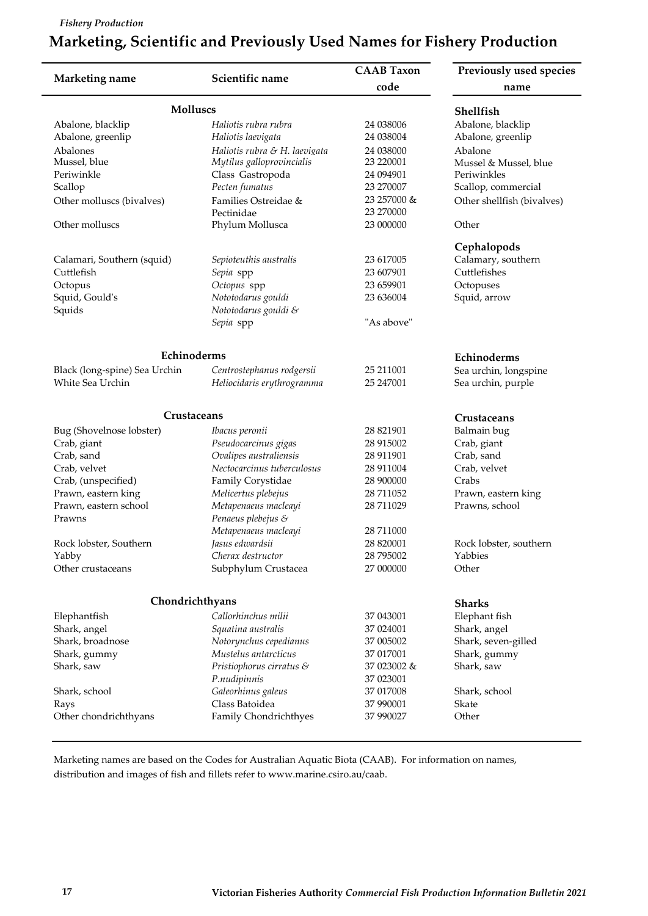## Marketing, Scientific and Previously Used Names for Fishery Production

| Marketing name | Scientific name | CAAB Taxon code | Previously used species name |
|---|---|---|---|
| **Molluscs** | | | **Shellfish** |
| Abalone, blacklip | *Haliotis rubra rubra* | 24 038006 | Abalone, blacklip |
| Abalone, greenlip | *Haliotis laevigata* | 24 038004 | Abalone, greenlip |
| Abalones | *Haliotis rubra & H. laevigata* | 24 038000 | Abalone |
| Mussel, blue | *Mytilus galloprovincialis* | 23 220001 | Mussel & Mussel, blue |
| Periwinkle | Class Gastropoda | 24 094901 | Periwinkles |
| Scallop | *Pecten fumatus* | 23 270007 | Scallop, commercial |
| Other molluscs (bivalves) | Families Ostreidae & Pectinidae | 23 257000 & 23 270000 | Other shellfish (bivalves) |
| Other molluscs | Phylum Mollusca | 23 000000 | Other |
| | | | **Cephalopods** |
| Calamari, Southern (squid) | *Sepioteuthis australis* | 23 617005 | Calamary, southern |
| Cuttlefish | *Sepia* spp | 23 607901 | Cuttlefishes |
| Octopus | *Octopus* spp | 23 659901 | Octopuses |
| Squid, Gould's | *Nototodarus gouldi* | 23 636004 | Squid, arrow |
| Squids | *Nototodarus gouldi & Sepia* spp | "As above" | |
| **Echinoderms** | | | **Echinoderms** |
| Black (long-spine) Sea Urchin | *Centrostephanus rodgersii* | 25 211001 | Sea urchin, longspine |
| White Sea Urchin | *Heliocidaris erythrogramma* | 25 247001 | Sea urchin, purple |
| **Crustaceans** | | | **Crustaceans** |
| Bug (Shovelnose lobster) | *Ibacus peronii* | 28 821901 | Balmain bug |
| Crab, giant | *Pseudocarcinus gigas* | 28 915002 | Crab, giant |
| Crab, sand | *Ovalipes australiensis* | 28 911901 | Crab, sand |
| Crab, velvet | *Nectocarcinus tuberculosus* | 28 911004 | Crab, velvet |
| Crab, (unspecified) | Family Corystidae | 28 900000 | Crabs |
| Prawn, eastern king | *Melicertus plebejus* | 28 711052 | Prawn, eastern king |
| Prawn, eastern school | *Metapenaeus macleayi* | 28 711029 | Prawns, school |
| Prawns | *Penaeus plebejus & Metapenaeus macleayi* | 28 711000 | |
| Rock lobster, Southern | *Jasus edwardsii* | 28 820001 | Rock lobster, southern |
| Yabby | *Cherax destructor* | 28 795002 | Yabbies |
| Other crustaceans | Subphylum Crustacea | 27 000000 | Other |
| **Chondrichthyans** | | | **Sharks** |
| Elephantfish | *Callorhinchus milii* | 37 043001 | Elephant fish |
| Shark, angel | *Squatina australis* | 37 024001 | Shark, angel |
| Shark, broadnose | *Notorynchus cepedianus* | 37 005002 | Shark, seven-gilled |
| Shark, gummy | *Mustelus antarcticus* | 37 017001 | Shark, gummy |
| Shark, saw | *Pristiophorus cirratus & P.nudipinnis* | 37 023002 & 37 023001 | Shark, saw |
| Shark, school | *Galeorhinus galeus* | 37 017008 | Shark, school |
| Rays | Class Batoidea | 37 990001 | Skate |
| Other chondrichthyans | Family Chondrichthyes | 37 990027 | Other |

Marketing names are based on the Codes for Australian Aquatic Biota (CAAB). For information on names, distribution and images of fish and fillets refer to www.marine.csiro.au/caab.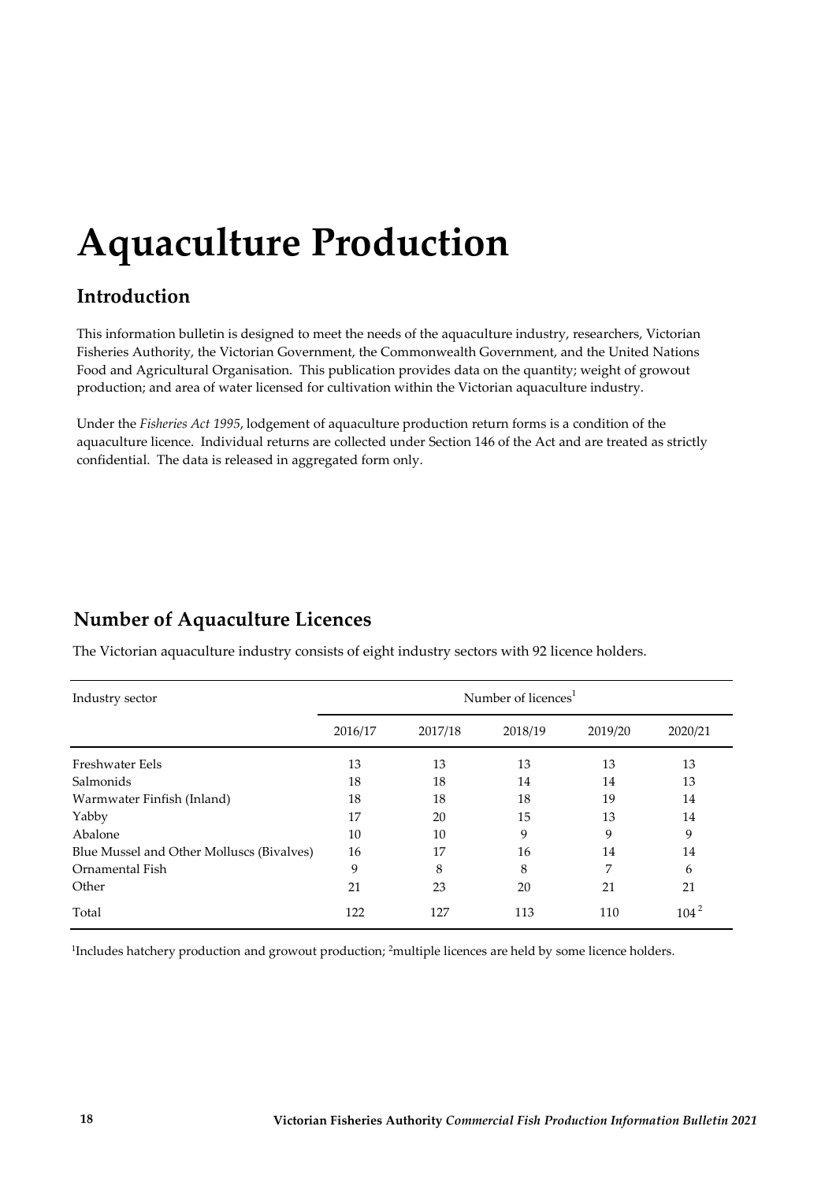# Aquaculture Production

## Introduction

This information bulletin is designed to meet the needs of the aquaculture industry, researchers, Victorian Fisheries Authority, the Victorian Government, the Commonwealth Government, and the United Nations Food and Agricultural Organisation. This publication provides data on the quantity; weight of growout production; and area of water licensed for cultivation within the Victorian aquaculture industry.

Under the *Fisheries Act 1995*, lodgement of aquaculture production return forms is a condition of the aquaculture licence. Individual returns are collected under Section 146 of the Act and are treated as strictly confidential. The data is released in aggregated form only.

## Number of Aquaculture Licences

The Victorian aquaculture industry consists of eight industry sectors with 92 licence holders.

| Industry sector | Number of licences[1] | | | | |
|---|---|---|---|---|---|
| | 2016/17 | 2017/18 | 2018/19 | 2019/20 | 2020/21 |
| Freshwater Eels | 13 | 13 | 13 | 13 | 13 |
| Salmonids | 18 | 18 | 14 | 14 | 13 |
| Warmwater Finfish (Inland) | 18 | 18 | 18 | 19 | 14 |
| Yabby | 17 | 20 | 15 | 13 | 14 |
| Abalone | 10 | 10 | 9 | 9 | 9 |
| Blue Mussel and Other Molluscs (Bivalves) | 16 | 17 | 16 | 14 | 14 |
| Ornamental Fish | 9 | 8 | 8 | 7 | 6 |
| Other | 21 | 23 | 20 | 21 | 21 |
| Total | 122 | 127 | 113 | 110 | 104[2] |

[1]Includes hatchery production and growout production; [2]multiple licences are held by some licence holders.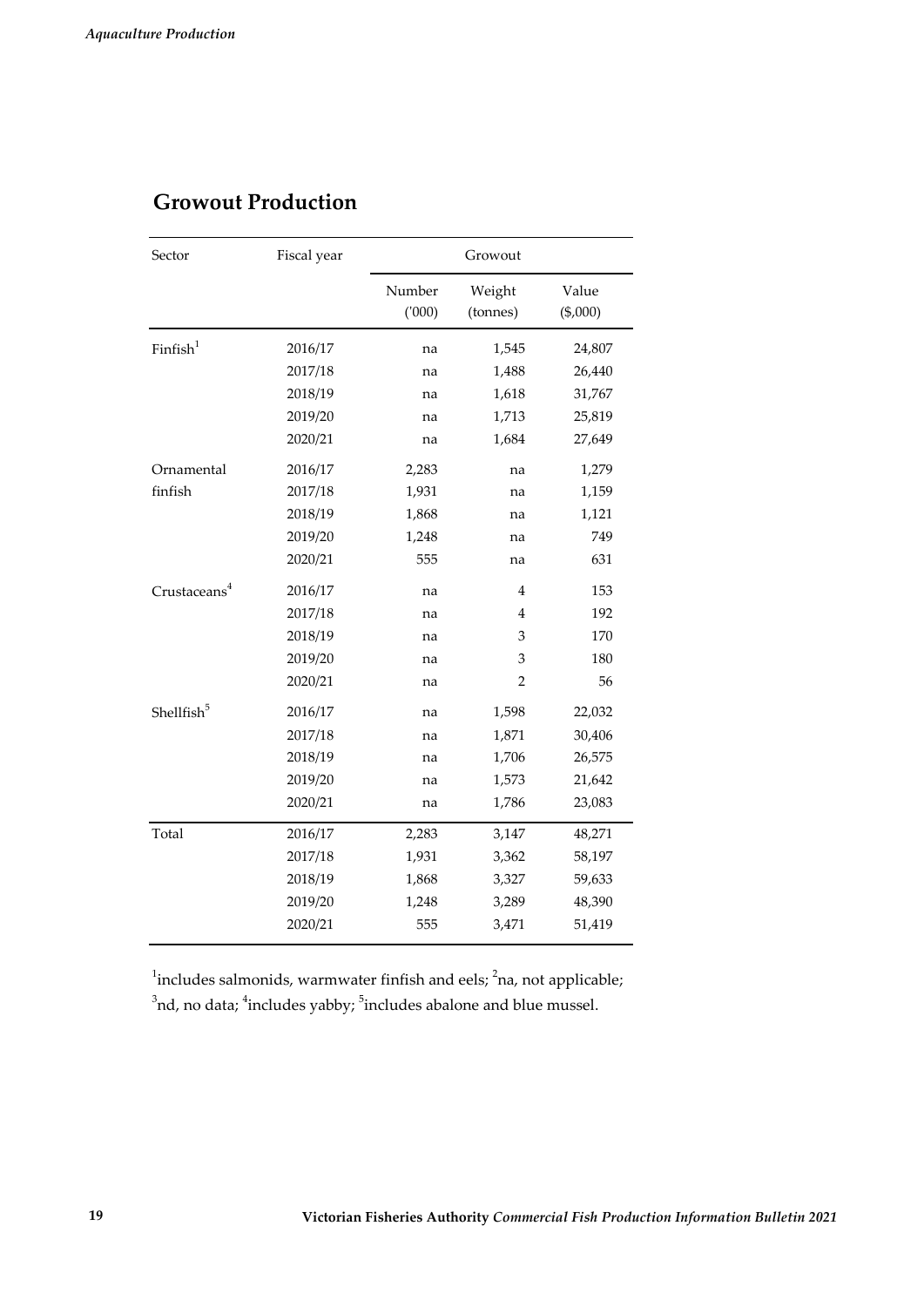## Growout Production

| Sector | Fiscal year | Growout | | |
|---|---|---|---|---|
| | | Number ('000) | Weight (tonnes) | Value ($,000) |
| Finfish[1] | 2016/17 | na | 1,545 | 24,807 |
| | 2017/18 | na | 1,488 | 26,440 |
| | 2018/19 | na | 1,618 | 31,767 |
| | 2019/20 | na | 1,713 | 25,819 |
| | 2020/21 | na | 1,684 | 27,649 |
| Ornamental finfish | 2016/17 | 2,283 | na | 1,279 |
| | 2017/18 | 1,931 | na | 1,159 |
| | 2018/19 | 1,868 | na | 1,121 |
| | 2019/20 | 1,248 | na | 749 |
| | 2020/21 | 555 | na | 631 |
| Crustaceans[4] | 2016/17 | na | 4 | 153 |
| | 2017/18 | na | 4 | 192 |
| | 2018/19 | na | 3 | 170 |
| | 2019/20 | na | 3 | 180 |
| | 2020/21 | na | 2 | 56 |
| Shellfish[5] | 2016/17 | na | 1,598 | 22,032 |
| | 2017/18 | na | 1,871 | 30,406 |
| | 2018/19 | na | 1,706 | 26,575 |
| | 2019/20 | na | 1,573 | 21,642 |
| | 2020/21 | na | 1,786 | 23,083 |
| Total | 2016/17 | 2,283 | 3,147 | 48,271 |
| | 2017/18 | 1,931 | 3,362 | 58,197 |
| | 2018/19 | 1,868 | 3,327 | 59,633 |
| | 2019/20 | 1,248 | 3,289 | 48,390 |
| | 2020/21 | 555 | 3,471 | 51,419 |

[1]includes salmonids, warmwater finfish and eels; [2]na, not applicable; [3]nd, no data; [4]includes yabby; [5]includes abalone and blue mussel.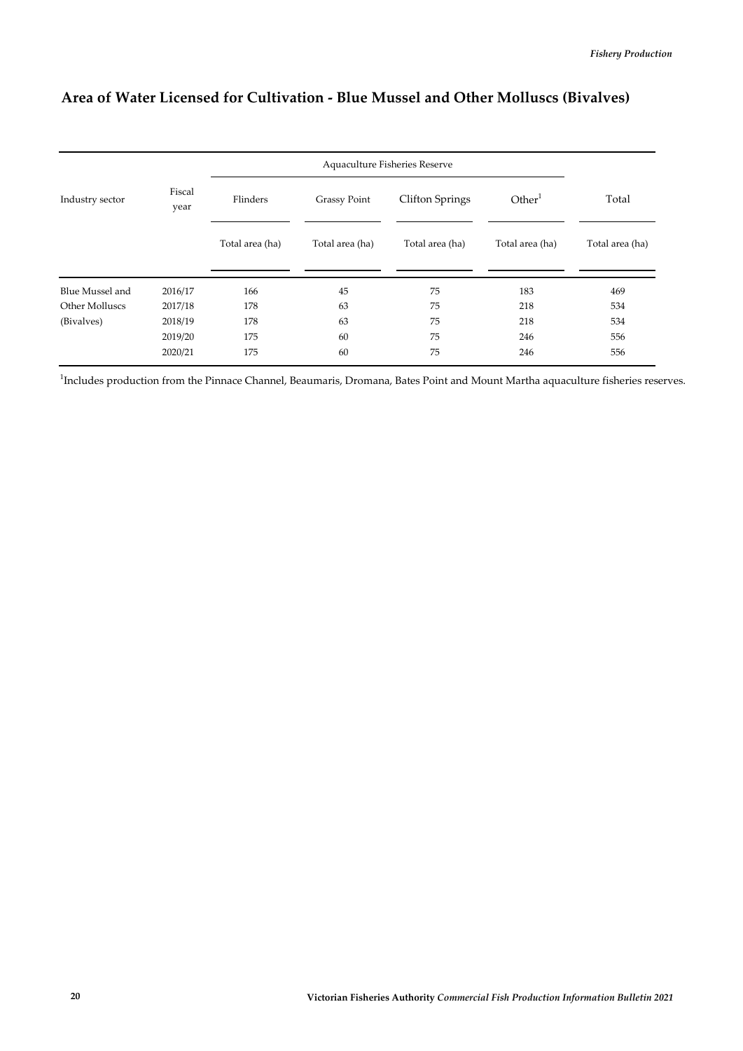## Area of Water Licensed for Cultivation - Blue Mussel and Other Molluscs (Bivalves)

| Industry sector | Fiscal year | Aquaculture Fisheries Reserve | | | | Total |
|---|---|---|---|---|---|---|
| | | Flinders | Grassy Point | Clifton Springs | Other[1] | |
| | | Total area (ha) | Total area (ha) | Total area (ha) | Total area (ha) | Total area (ha) |
| Blue Mussel and | 2016/17 | 166 | 45 | 75 | 183 | 469 |
| Other Molluscs | 2017/18 | 178 | 63 | 75 | 218 | 534 |
| (Bivalves) | 2018/19 | 178 | 63 | 75 | 218 | 534 |
| | 2019/20 | 175 | 60 | 75 | 246 | 556 |
| | 2020/21 | 175 | 60 | 75 | 246 | 556 |

[1]Includes production from the Pinnace Channel, Beaumaris, Dromana, Bates Point and Mount Martha aquaculture fisheries reserves.